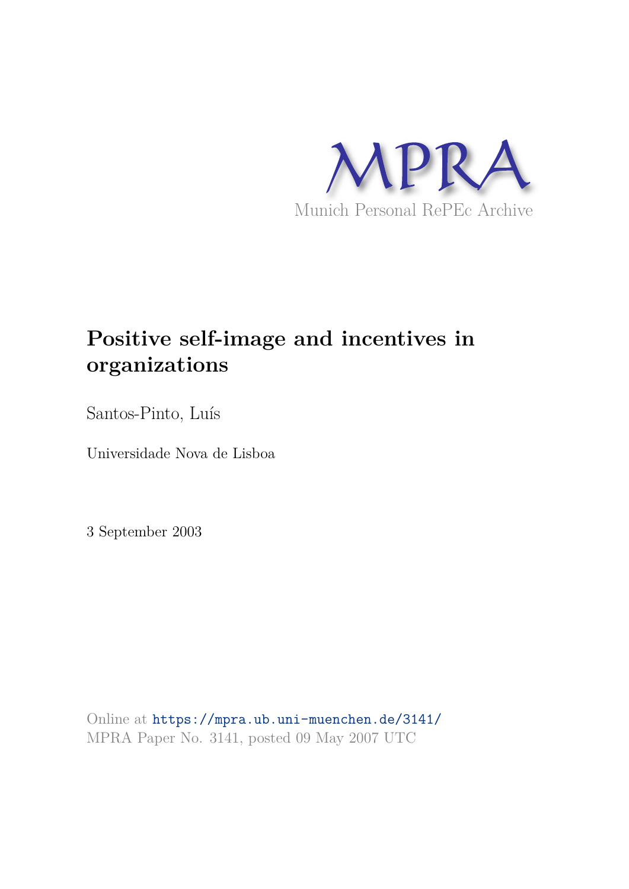MPRA

Munich Personal RePEc Archive

# Positive self-image and incentives in organizations

Santos-Pinto, Luís

Universidade Nova de Lisboa

3 September 2003

Online at https://mpra.ub.uni-muenchen.de/3141/
MPRA Paper No. 3141, posted 09 May 2007 UTC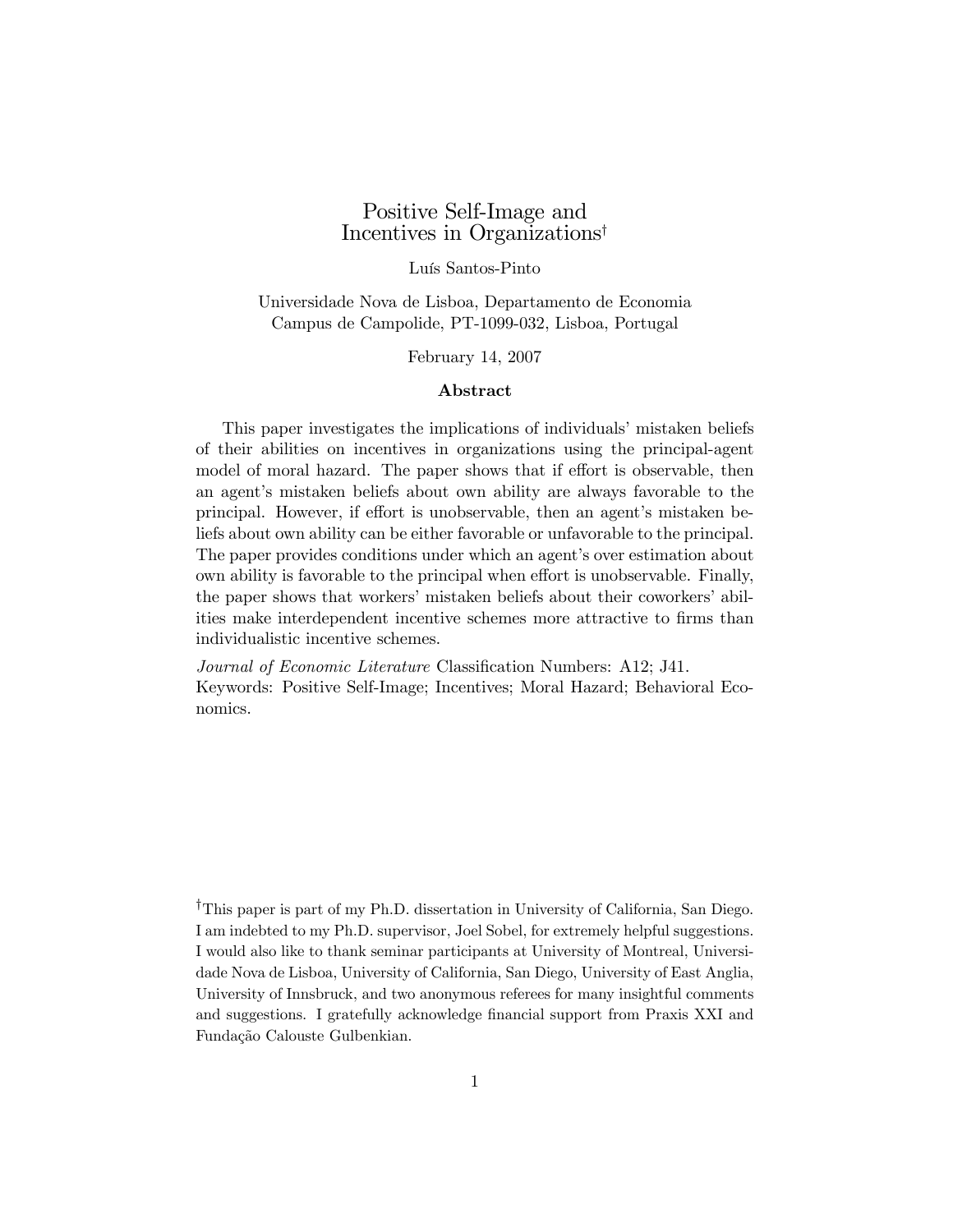# Positive Self-Image and Incentives in Organizations[†]

Luís Santos-Pinto

Universidade Nova de Lisboa, Departamento de Economia
Campus de Campolide, PT-1099-032, Lisboa, Portugal

February 14, 2007

**Abstract**

This paper investigates the implications of individuals' mistaken beliefs of their abilities on incentives in organizations using the principal-agent model of moral hazard. The paper shows that if effort is observable, then an agent's mistaken beliefs about own ability are always favorable to the principal. However, if effort is unobservable, then an agent's mistaken beliefs about own ability can be either favorable or unfavorable to the principal. The paper provides conditions under which an agent's over estimation about own ability is favorable to the principal when effort is unobservable. Finally, the paper shows that workers' mistaken beliefs about their coworkers' abilities make interdependent incentive schemes more attractive to firms than individualistic incentive schemes.

*Journal of Economic Literature* Classification Numbers: A12; J41.
Keywords: Positive Self-Image; Incentives; Moral Hazard; Behavioral Economics.

[†]This paper is part of my Ph.D. dissertation in University of California, San Diego. I am indebted to my Ph.D. supervisor, Joel Sobel, for extremely helpful suggestions. I would also like to thank seminar participants at University of Montreal, Universidade Nova de Lisboa, University of California, San Diego, University of East Anglia, University of Innsbruck, and two anonymous referees for many insightful comments and suggestions. I gratefully acknowledge financial support from Praxis XXI and Fundação Calouste Gulbenkian.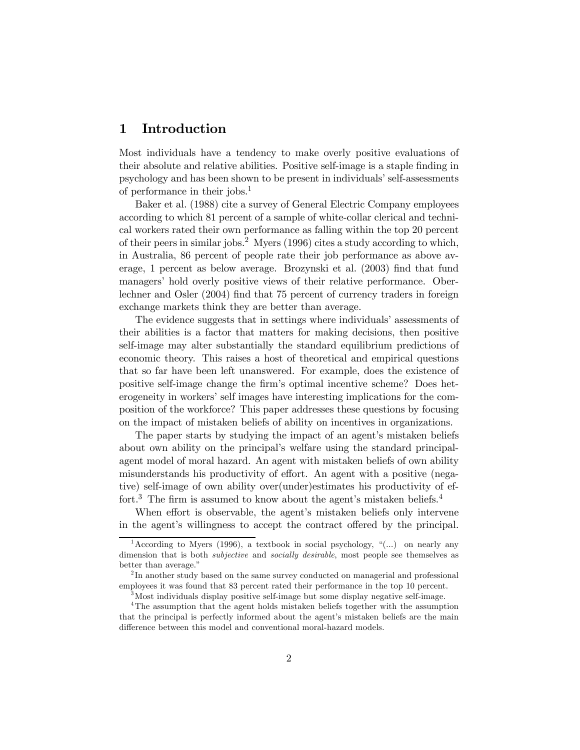# 1 Introduction

Most individuals have a tendency to make overly positive evaluations of their absolute and relative abilities. Positive self-image is a staple finding in psychology and has been shown to be present in individuals' self-assessments of performance in their jobs.[1]

Baker et al. (1988) cite a survey of General Electric Company employees according to which 81 percent of a sample of white-collar clerical and technical workers rated their own performance as falling within the top 20 percent of their peers in similar jobs.[2] Myers (1996) cites a study according to which, in Australia, 86 percent of people rate their job performance as above average, 1 percent as below average. Brozynski et al. (2003) find that fund managers' hold overly positive views of their relative performance. Oberlechner and Osler (2004) find that 75 percent of currency traders in foreign exchange markets think they are better than average.

The evidence suggests that in settings where individuals' assessments of their abilities is a factor that matters for making decisions, then positive self-image may alter substantially the standard equilibrium predictions of economic theory. This raises a host of theoretical and empirical questions that so far have been left unanswered. For example, does the existence of positive self-image change the firm's optimal incentive scheme? Does heterogeneity in workers' self images have interesting implications for the composition of the workforce? This paper addresses these questions by focusing on the impact of mistaken beliefs of ability on incentives in organizations.

The paper starts by studying the impact of an agent's mistaken beliefs about own ability on the principal's welfare using the standard principal-agent model of moral hazard. An agent with mistaken beliefs of own ability misunderstands his productivity of effort. An agent with a positive (negative) self-image of own ability over(under)estimates his productivity of effort.[3] The firm is assumed to know about the agent's mistaken beliefs.[4]

When effort is observable, the agent's mistaken beliefs only intervene in the agent's willingness to accept the contract offered by the principal.

[1] According to Myers (1996), a textbook in social psychology, "(...) on nearly any dimension that is both *subjective* and *socially desirable*, most people see themselves as better than average."

[2] In another study based on the same survey conducted on managerial and professional employees it was found that 83 percent rated their performance in the top 10 percent.

[3] Most individuals display positive self-image but some display negative self-image.

[4] The assumption that the agent holds mistaken beliefs together with the assumption that the principal is perfectly informed about the agent's mistaken beliefs are the main difference between this model and conventional moral-hazard models.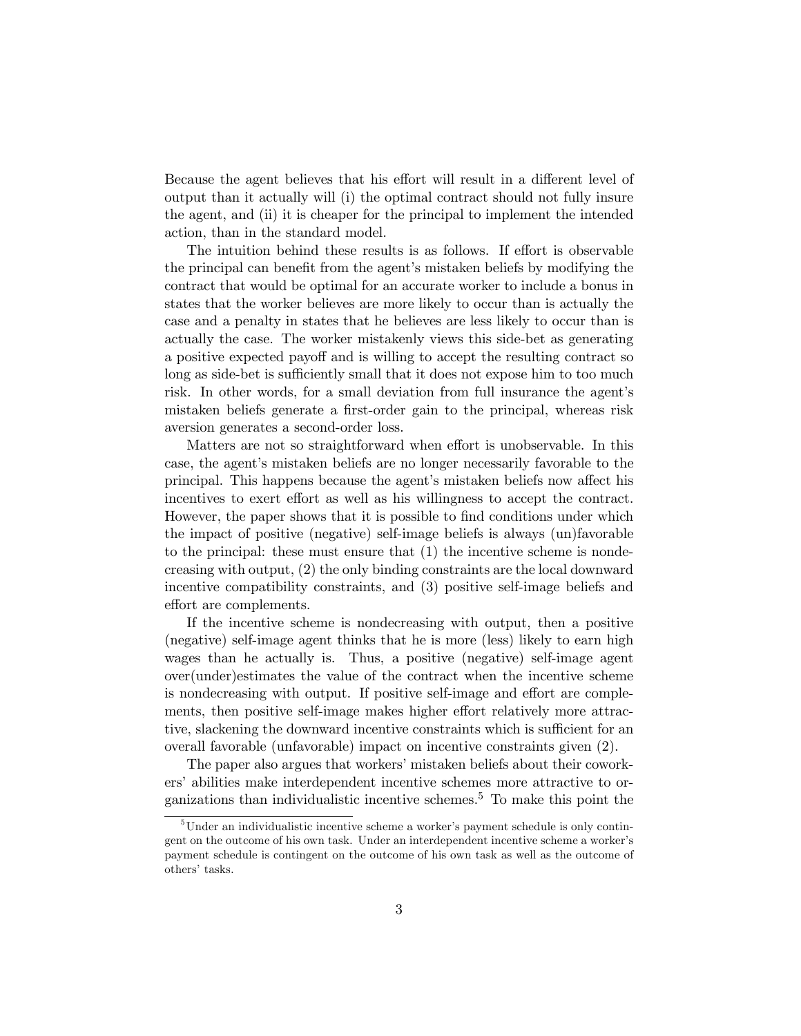Because the agent believes that his effort will result in a different level of output than it actually will (i) the optimal contract should not fully insure the agent, and (ii) it is cheaper for the principal to implement the intended action, than in the standard model.

The intuition behind these results is as follows. If effort is observable the principal can benefit from the agent's mistaken beliefs by modifying the contract that would be optimal for an accurate worker to include a bonus in states that the worker believes are more likely to occur than is actually the case and a penalty in states that he believes are less likely to occur than is actually the case. The worker mistakenly views this side-bet as generating a positive expected payoff and is willing to accept the resulting contract so long as side-bet is sufficiently small that it does not expose him to too much risk. In other words, for a small deviation from full insurance the agent's mistaken beliefs generate a first-order gain to the principal, whereas risk aversion generates a second-order loss.

Matters are not so straightforward when effort is unobservable. In this case, the agent's mistaken beliefs are no longer necessarily favorable to the principal. This happens because the agent's mistaken beliefs now affect his incentives to exert effort as well as his willingness to accept the contract. However, the paper shows that it is possible to find conditions under which the impact of positive (negative) self-image beliefs is always (un)favorable to the principal: these must ensure that (1) the incentive scheme is nondecreasing with output, (2) the only binding constraints are the local downward incentive compatibility constraints, and (3) positive self-image beliefs and effort are complements.

If the incentive scheme is nondecreasing with output, then a positive (negative) self-image agent thinks that he is more (less) likely to earn high wages than he actually is. Thus, a positive (negative) self-image agent over(under)estimates the value of the contract when the incentive scheme is nondecreasing with output. If positive self-image and effort are complements, then positive self-image makes higher effort relatively more attractive, slackening the downward incentive constraints which is sufficient for an overall favorable (unfavorable) impact on incentive constraints given (2).

The paper also argues that workers' mistaken beliefs about their coworkers' abilities make interdependent incentive schemes more attractive to organizations than individualistic incentive schemes.[5] To make this point the

[5] Under an individualistic incentive scheme a worker's payment schedule is only contingent on the outcome of his own task. Under an interdependent incentive scheme a worker's payment schedule is contingent on the outcome of his own task as well as the outcome of others' tasks.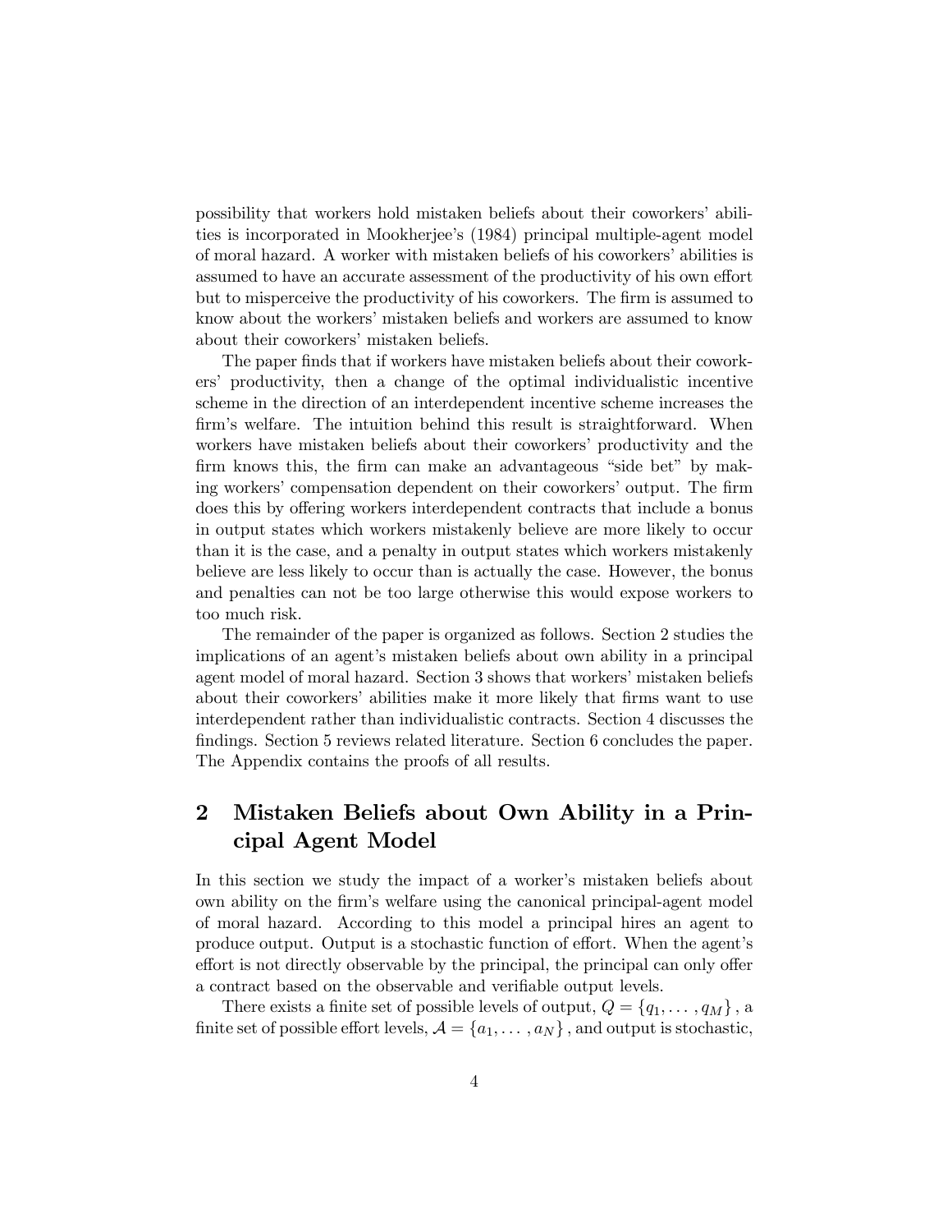possibility that workers hold mistaken beliefs about their coworkers' abilities is incorporated in Mookherjee's (1984) principal multiple-agent model of moral hazard. A worker with mistaken beliefs of his coworkers' abilities is assumed to have an accurate assessment of the productivity of his own effort but to misperceive the productivity of his coworkers. The firm is assumed to know about the workers' mistaken beliefs and workers are assumed to know about their coworkers' mistaken beliefs.

The paper finds that if workers have mistaken beliefs about their coworkers' productivity, then a change of the optimal individualistic incentive scheme in the direction of an interdependent incentive scheme increases the firm's welfare. The intuition behind this result is straightforward. When workers have mistaken beliefs about their coworkers' productivity and the firm knows this, the firm can make an advantageous "side bet" by making workers' compensation dependent on their coworkers' output. The firm does this by offering workers interdependent contracts that include a bonus in output states which workers mistakenly believe are more likely to occur than it is the case, and a penalty in output states which workers mistakenly believe are less likely to occur than is actually the case. However, the bonus and penalties can not be too large otherwise this would expose workers to too much risk.

The remainder of the paper is organized as follows. Section 2 studies the implications of an agent's mistaken beliefs about own ability in a principal agent model of moral hazard. Section 3 shows that workers' mistaken beliefs about their coworkers' abilities make it more likely that firms want to use interdependent rather than individualistic contracts. Section 4 discusses the findings. Section 5 reviews related literature. Section 6 concludes the paper. The Appendix contains the proofs of all results.

## 2 Mistaken Beliefs about Own Ability in a Principal Agent Model

In this section we study the impact of a worker's mistaken beliefs about own ability on the firm's welfare using the canonical principal-agent model of moral hazard. According to this model a principal hires an agent to produce output. Output is a stochastic function of effort. When the agent's effort is not directly observable by the principal, the principal can only offer a contract based on the observable and verifiable output levels.

There exists a finite set of possible levels of output, $Q = \{q_1, \dots, q_M\}$, a finite set of possible effort levels, $\mathcal{A} = \{a_1, \dots, a_N\}$, and output is stochastic,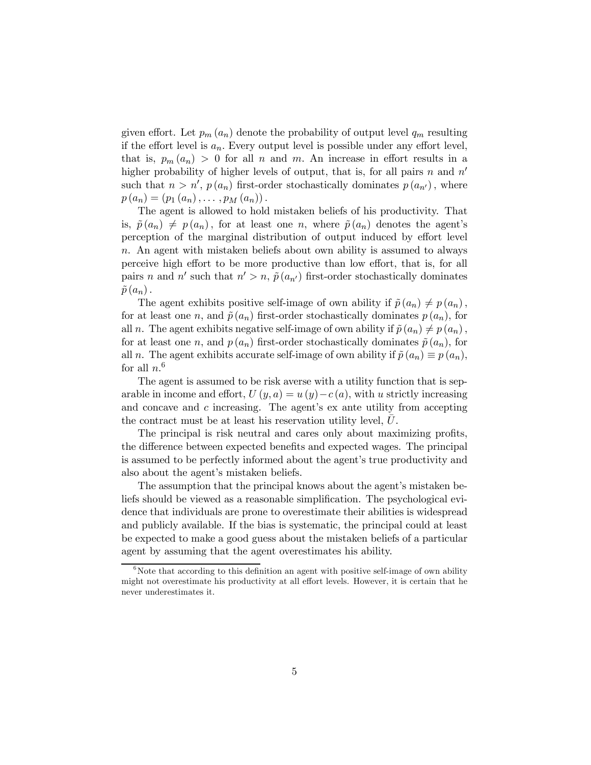given effort. Let $p_m(a_n)$ denote the probability of output level $q_m$ resulting if the effort level is $a_n$. Every output level is possible under any effort level, that is, $p_m(a_n) > 0$ for all $n$ and $m$. An increase in effort results in a higher probability of higher levels of output, that is, for all pairs $n$ and $n'$ such that $n > n'$, $p(a_n)$ first-order stochastically dominates $p(a_{n'})$, where $p(a_n) = (p_1(a_n), \ldots, p_M(a_n))$.

The agent is allowed to hold mistaken beliefs of his productivity. That is, $\tilde{p}(a_n) \neq p(a_n)$, for at least one $n$, where $\tilde{p}(a_n)$ denotes the agent's perception of the marginal distribution of output induced by effort level $n$. An agent with mistaken beliefs about own ability is assumed to always perceive high effort to be more productive than low effort, that is, for all pairs $n$ and $n'$ such that $n' > n$, $\tilde{p}(a_{n'})$ first-order stochastically dominates $\tilde{p}(a_n)$.

The agent exhibits positive self-image of own ability if $\tilde{p}(a_n) \neq p(a_n)$, for at least one $n$, and $\tilde{p}(a_n)$ first-order stochastically dominates $p(a_n)$, for all $n$. The agent exhibits negative self-image of own ability if $\tilde{p}(a_n) \neq p(a_n)$, for at least one $n$, and $p(a_n)$ first-order stochastically dominates $\tilde{p}(a_n)$, for all $n$. The agent exhibits accurate self-image of own ability if $\tilde{p}(a_n) \equiv p(a_n)$, for all $n$.[6]

The agent is assumed to be risk averse with a utility function that is separable in income and effort, $U(y, a) = u(y) - c(a)$, with $u$ strictly increasing and concave and $c$ increasing. The agent's ex ante utility from accepting the contract must be at least his reservation utility level, $\bar{U}$.

The principal is risk neutral and cares only about maximizing profits, the difference between expected benefits and expected wages. The principal is assumed to be perfectly informed about the agent's true productivity and also about the agent's mistaken beliefs.

The assumption that the principal knows about the agent's mistaken beliefs should be viewed as a reasonable simplification. The psychological evidence that individuals are prone to overestimate their abilities is widespread and publicly available. If the bias is systematic, the principal could at least be expected to make a good guess about the mistaken beliefs of a particular agent by assuming that the agent overestimates his ability.

[6] Note that according to this definition an agent with positive self-image of own ability might not overestimate his productivity at all effort levels. However, it is certain that he never underestimates it.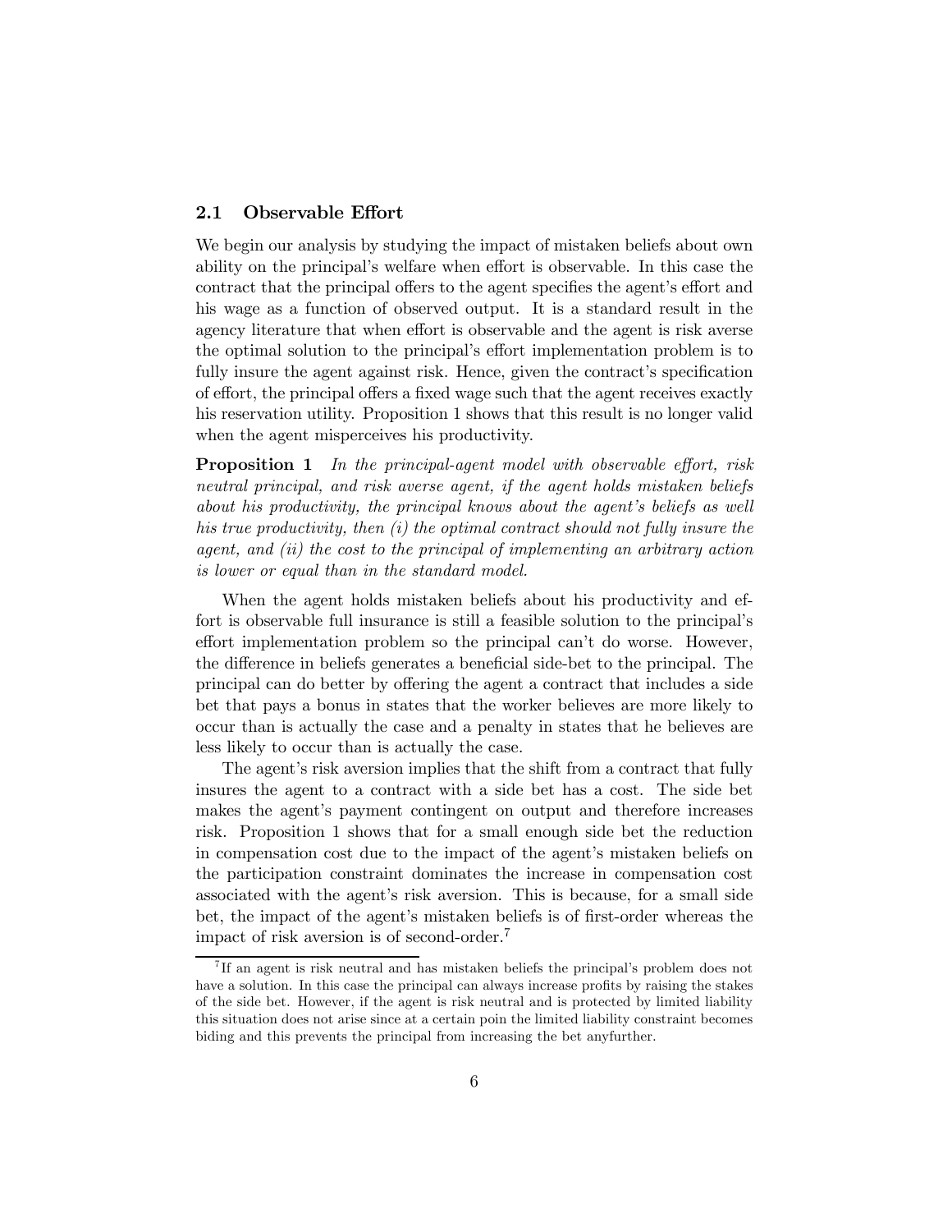### 2.1 Observable Effort

We begin our analysis by studying the impact of mistaken beliefs about own ability on the principal's welfare when effort is observable. In this case the contract that the principal offers to the agent specifies the agent's effort and his wage as a function of observed output. It is a standard result in the agency literature that when effort is observable and the agent is risk averse the optimal solution to the principal's effort implementation problem is to fully insure the agent against risk. Hence, given the contract's specification of effort, the principal offers a fixed wage such that the agent receives exactly his reservation utility. Proposition 1 shows that this result is no longer valid when the agent misperceives his productivity.

**Proposition 1** *In the principal-agent model with observable effort, risk neutral principal, and risk averse agent, if the agent holds mistaken beliefs about his productivity, the principal knows about the agent's beliefs as well his true productivity, then (i) the optimal contract should not fully insure the agent, and (ii) the cost to the principal of implementing an arbitrary action is lower or equal than in the standard model.*

When the agent holds mistaken beliefs about his productivity and effort is observable full insurance is still a feasible solution to the principal's effort implementation problem so the principal can't do worse. However, the difference in beliefs generates a beneficial side-bet to the principal. The principal can do better by offering the agent a contract that includes a side bet that pays a bonus in states that the worker believes are more likely to occur than is actually the case and a penalty in states that he believes are less likely to occur than is actually the case.

The agent's risk aversion implies that the shift from a contract that fully insures the agent to a contract with a side bet has a cost. The side bet makes the agent's payment contingent on output and therefore increases risk. Proposition 1 shows that for a small enough side bet the reduction in compensation cost due to the impact of the agent's mistaken beliefs on the participation constraint dominates the increase in compensation cost associated with the agent's risk aversion. This is because, for a small side bet, the impact of the agent's mistaken beliefs is of first-order whereas the impact of risk aversion is of second-order.[7]

[7] If an agent is risk neutral and has mistaken beliefs the principal's problem does not have a solution. In this case the principal can always increase profits by raising the stakes of the side bet. However, if the agent is risk neutral and is protected by limited liability this situation does not arise since at a certain poin the limited liability constraint becomes biding and this prevents the principal from increasing the bet anyfurther.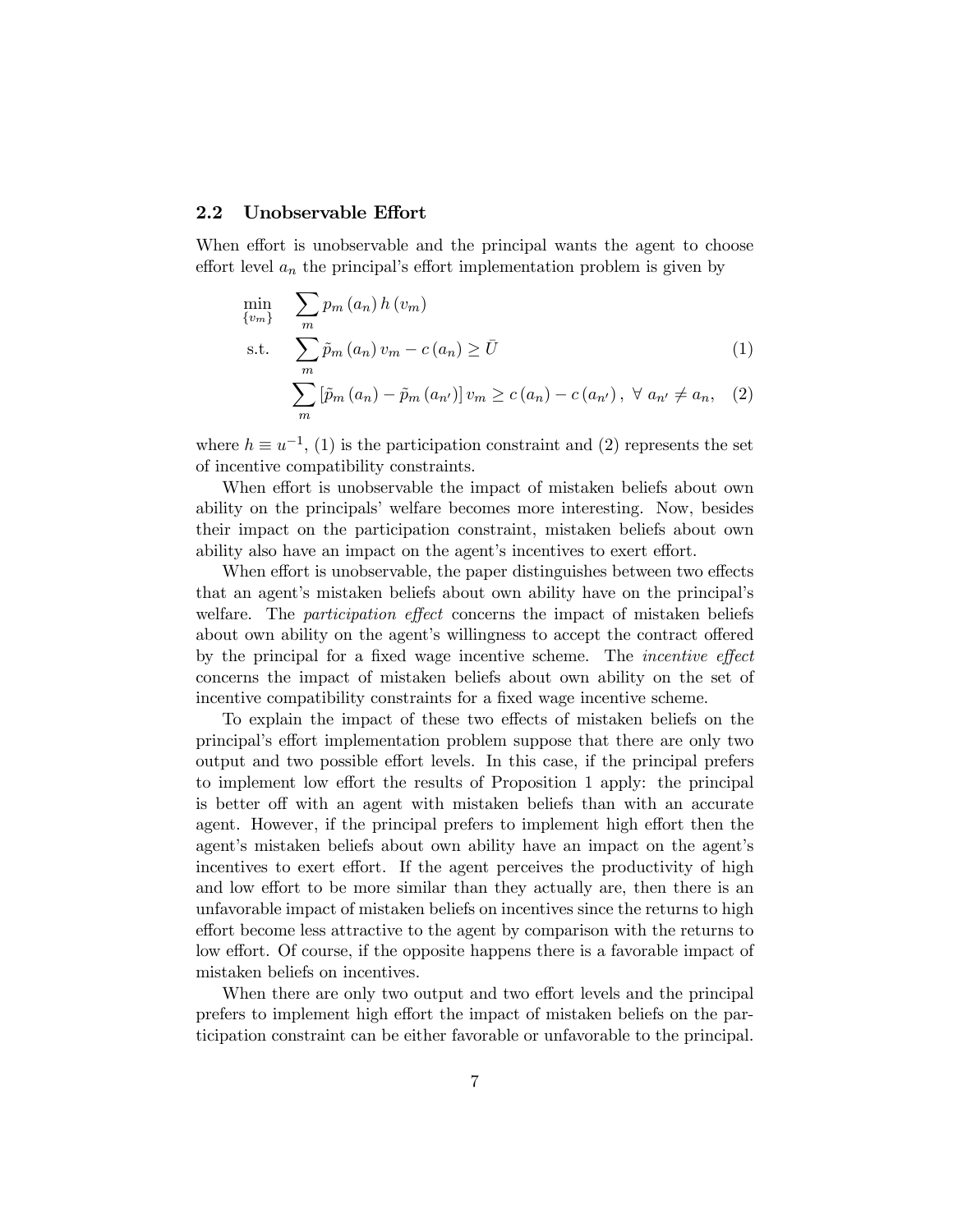### 2.2 Unobservable Effort

When effort is unobservable and the principal wants the agent to choose effort level $a_n$ the principal's effort implementation problem is given by

$$
\begin{aligned}
\min_{\{v_m\}} \quad & \sum_m p_m(a_n)\, h(v_m) \\
\text{s.t.} \quad & \sum_m \tilde{p}_m(a_n)\, v_m - c(a_n) \geq \bar{U} & (1) \\
& \sum_m \left[\tilde{p}_m(a_n) - \tilde{p}_m(a_{n'})\right] v_m \geq c(a_n) - c(a_{n'}),\ \forall\ a_{n'} \neq a_n, & (2)
\end{aligned}
$$

where $h \equiv u^{-1}$, (1) is the participation constraint and (2) represents the set of incentive compatibility constraints.

When effort is unobservable the impact of mistaken beliefs about own ability on the principals' welfare becomes more interesting. Now, besides their impact on the participation constraint, mistaken beliefs about own ability also have an impact on the agent's incentives to exert effort.

When effort is unobservable, the paper distinguishes between two effects that an agent's mistaken beliefs about own ability have on the principal's welfare. The *participation effect* concerns the impact of mistaken beliefs about own ability on the agent's willingness to accept the contract offered by the principal for a fixed wage incentive scheme. The *incentive effect* concerns the impact of mistaken beliefs about own ability on the set of incentive compatibility constraints for a fixed wage incentive scheme.

To explain the impact of these two effects of mistaken beliefs on the principal's effort implementation problem suppose that there are only two output and two possible effort levels. In this case, if the principal prefers to implement low effort the results of Proposition 1 apply: the principal is better off with an agent with mistaken beliefs than with an accurate agent. However, if the principal prefers to implement high effort then the agent's mistaken beliefs about own ability have an impact on the agent's incentives to exert effort. If the agent perceives the productivity of high and low effort to be more similar than they actually are, then there is an unfavorable impact of mistaken beliefs on incentives since the returns to high effort become less attractive to the agent by comparison with the returns to low effort. Of course, if the opposite happens there is a favorable impact of mistaken beliefs on incentives.

When there are only two output and two effort levels and the principal prefers to implement high effort the impact of mistaken beliefs on the participation constraint can be either favorable or unfavorable to the principal.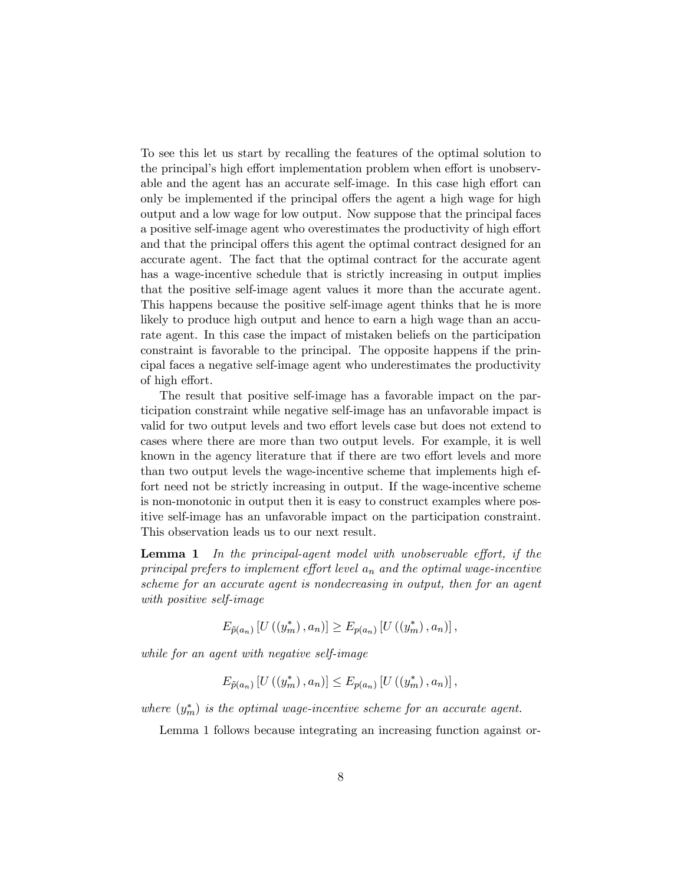To see this let us start by recalling the features of the optimal solution to the principal's high effort implementation problem when effort is unobservable and the agent has an accurate self-image. In this case high effort can only be implemented if the principal offers the agent a high wage for high output and a low wage for low output. Now suppose that the principal faces a positive self-image agent who overestimates the productivity of high effort and that the principal offers this agent the optimal contract designed for an accurate agent. The fact that the optimal contract for the accurate agent has a wage-incentive schedule that is strictly increasing in output implies that the positive self-image agent values it more than the accurate agent. This happens because the positive self-image agent thinks that he is more likely to produce high output and hence to earn a high wage than an accurate agent. In this case the impact of mistaken beliefs on the participation constraint is favorable to the principal. The opposite happens if the principal faces a negative self-image agent who underestimates the productivity of high effort.

The result that positive self-image has a favorable impact on the participation constraint while negative self-image has an unfavorable impact is valid for two output levels and two effort levels case but does not extend to cases where there are more than two output levels. For example, it is well known in the agency literature that if there are two effort levels and more than two output levels the wage-incentive scheme that implements high effort need not be strictly increasing in output. If the wage-incentive scheme is non-monotonic in output then it is easy to construct examples where positive self-image has an unfavorable impact on the participation constraint. This observation leads us to our next result.

**Lemma 1** *In the principal-agent model with unobservable effort, if the principal prefers to implement effort level $a_n$ and the optimal wage-incentive scheme for an accurate agent is nondecreasing in output, then for an agent with positive self-image*

$$E_{\tilde{p}(a_n)}\left[U\left(\left(y_m^*\right), a_n\right)\right] \geq E_{p(a_n)}\left[U\left(\left(y_m^*\right), a_n\right)\right],$$

*while for an agent with negative self-image*

$$E_{\tilde{p}(a_n)}\left[U\left(\left(y_m^*\right), a_n\right)\right] \leq E_{p(a_n)}\left[U\left(\left(y_m^*\right), a_n\right)\right],$$

*where $(y_m^*)$ is the optimal wage-incentive scheme for an accurate agent.*

Lemma 1 follows because integrating an increasing function against or-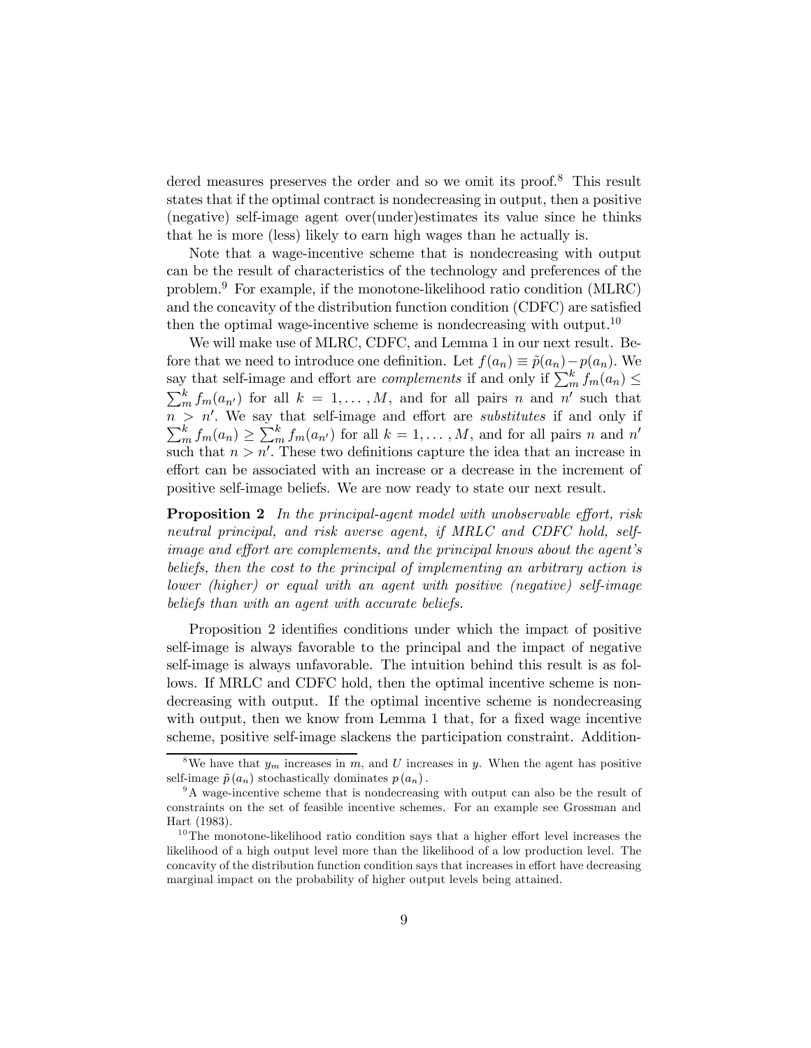dered measures preserves the order and so we omit its proof.[8] This result states that if the optimal contract is nondecreasing in output, then a positive (negative) self-image agent over(under)estimates its value since he thinks that he is more (less) likely to earn high wages than he actually is.

Note that a wage-incentive scheme that is nondecreasing with output can be the result of characteristics of the technology and preferences of the problem.[9] For example, if the monotone-likelihood ratio condition (MLRC) and the concavity of the distribution function condition (CDFC) are satisfied then the optimal wage-incentive scheme is nondecreasing with output.[10]

We will make use of MLRC, CDFC, and Lemma 1 in our next result. Before that we need to introduce one definition. Let $f(a_n) \equiv \tilde{p}(a_n) - p(a_n)$. We say that self-image and effort are *complements* if and only if $\sum_m^k f_m(a_n) \leq \sum_m^k f_m(a_{n'})$ for all $k = 1, \ldots, M$, and for all pairs $n$ and $n'$ such that $n > n'$. We say that self-image and effort are *substitutes* if and only if $\sum_m^k f_m(a_n) \geq \sum_m^k f_m(a_{n'})$ for all $k = 1, \ldots, M$, and for all pairs $n$ and $n'$ such that $n > n'$. These two definitions capture the idea that an increase in effort can be associated with an increase or a decrease in the increment of positive self-image beliefs. We are now ready to state our next result.

**Proposition 2** *In the principal-agent model with unobservable effort, risk neutral principal, and risk averse agent, if MRLC and CDFC hold, self-image and effort are complements, and the principal knows about the agent's beliefs, then the cost to the principal of implementing an arbitrary action is lower (higher) or equal with an agent with positive (negative) self-image beliefs than with an agent with accurate beliefs.*

Proposition 2 identifies conditions under which the impact of positive self-image is always favorable to the principal and the impact of negative self-image is always unfavorable. The intuition behind this result is as follows. If MRLC and CDFC hold, then the optimal incentive scheme is nondecreasing with output. If the optimal incentive scheme is nondecreasing with output, then we know from Lemma 1 that, for a fixed wage incentive scheme, positive self-image slackens the participation constraint. Addition-

[8] We have that $y_m$ increases in $m$, and $U$ increases in $y$. When the agent has positive self-image $\tilde{p}(a_n)$ stochastically dominates $p(a_n)$.

[9] A wage-incentive scheme that is nondecreasing with output can also be the result of constraints on the set of feasible incentive schemes. For an example see Grossman and Hart (1983).

[10] The monotone-likelihood ratio condition says that a higher effort level increases the likelihood of a high output level more than the likelihood of a low production level. The concavity of the distribution function condition says that increases in effort have decreasing marginal impact on the probability of higher output levels being attained.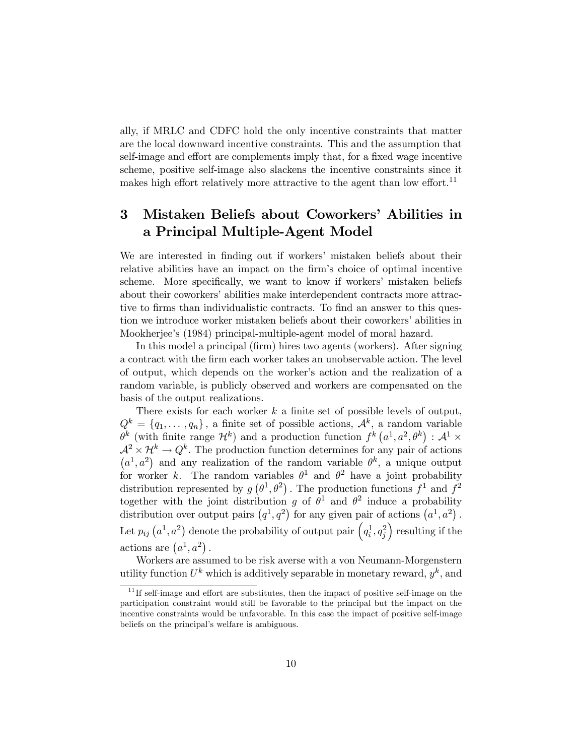ally, if MRLC and CDFC hold the only incentive constraints that matter are the local downward incentive constraints. This and the assumption that self-image and effort are complements imply that, for a fixed wage incentive scheme, positive self-image also slackens the incentive constraints since it makes high effort relatively more attractive to the agent than low effort.[11]

# 3 Mistaken Beliefs about Coworkers' Abilities in a Principal Multiple-Agent Model

We are interested in finding out if workers' mistaken beliefs about their relative abilities have an impact on the firm's choice of optimal incentive scheme. More specifically, we want to know if workers' mistaken beliefs about their coworkers' abilities make interdependent contracts more attractive to firms than individualistic contracts. To find an answer to this question we introduce worker mistaken beliefs about their coworkers' abilities in Mookherjee's (1984) principal-multiple-agent model of moral hazard.

In this model a principal (firm) hires two agents (workers). After signing a contract with the firm each worker takes an unobservable action. The level of output, which depends on the worker's action and the realization of a random variable, is publicly observed and workers are compensated on the basis of the output realizations.

There exists for each worker $k$ a finite set of possible levels of output, $Q^k = \{q_1, \ldots, q_n\}$, a finite set of possible actions, $\mathcal{A}^k$, a random variable $\theta^k$ (with finite range $\mathcal{H}^k$) and a production function $f^k(a^1, a^2, \theta^k) : \mathcal{A}^1 \times \mathcal{A}^2 \times \mathcal{H}^k \to Q^k$. The production function determines for any pair of actions $(a^1, a^2)$ and any realization of the random variable $\theta^k$, a unique output for worker $k$. The random variables $\theta^1$ and $\theta^2$ have a joint probability distribution represented by $g(\theta^1, \theta^2)$. The production functions $f^1$ and $f^2$ together with the joint distribution $g$ of $\theta^1$ and $\theta^2$ induce a probability distribution over output pairs $(q^1, q^2)$ for any given pair of actions $(a^1, a^2)$. Let $p_{ij}(a^1, a^2)$ denote the probability of output pair $(q_i^1, q_j^2)$ resulting if the actions are $(a^1, a^2)$.

Workers are assumed to be risk averse with a von Neumann-Morgenstern utility function $U^k$ which is additively separable in monetary reward, $y^k$, and

---

[11] If self-image and effort are substitutes, then the impact of positive self-image on the participation constraint would still be favorable to the principal but the impact on the incentive constraints would be unfavorable. In this case the impact of positive self-image beliefs on the principal's welfare is ambiguous.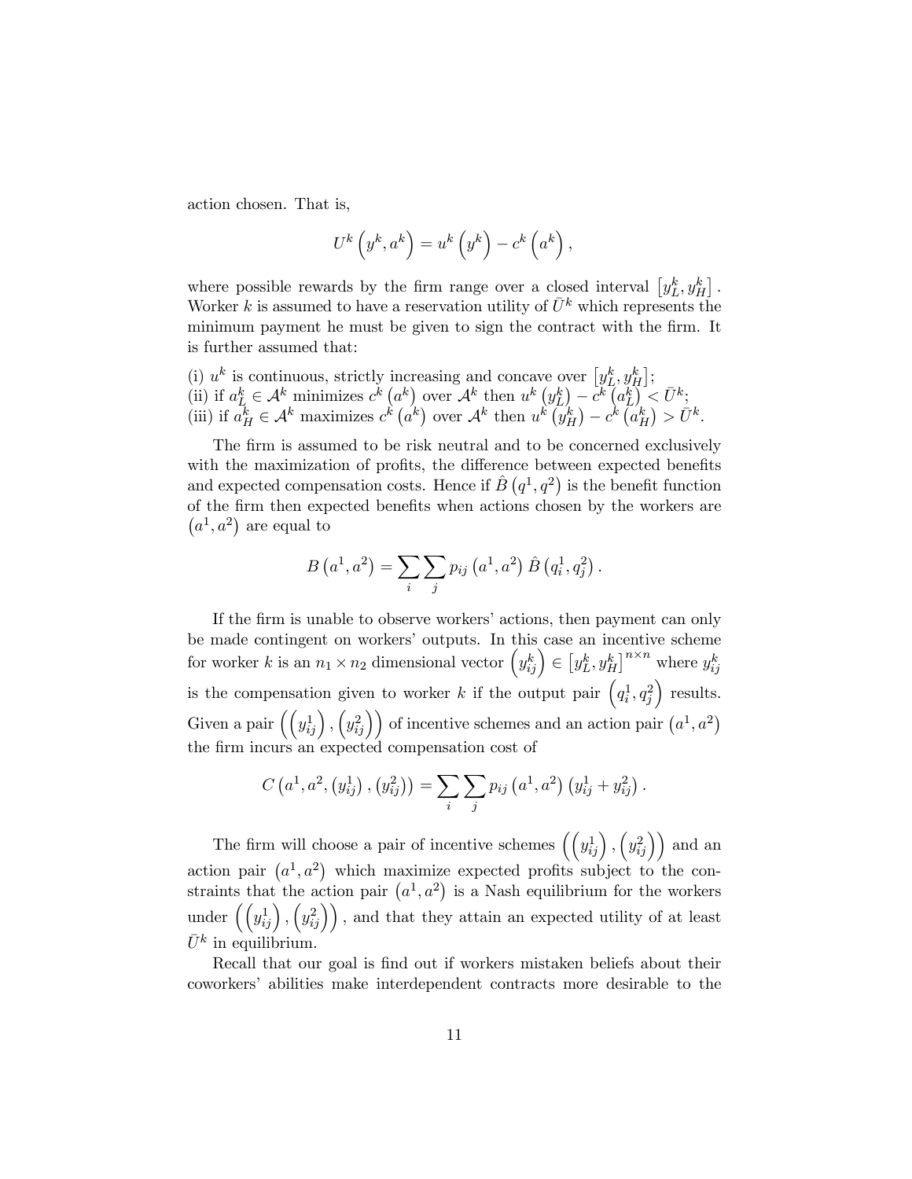action chosen. That is,

$$U^k\left(y^k, a^k\right) = u^k\left(y^k\right) - c^k\left(a^k\right),$$

where possible rewards by the firm range over a closed interval $\left[y_L^k, y_H^k\right]$. Worker $k$ is assumed to have a reservation utility of $\bar{U}^k$ which represents the minimum payment he must be given to sign the contract with the firm. It is further assumed that:

(i) $u^k$ is continuous, strictly increasing and concave over $\left[y_L^k, y_H^k\right]$;
(ii) if $a_L^k \in \mathcal{A}^k$ minimizes $c^k\left(a^k\right)$ over $\mathcal{A}^k$ then $u^k\left(y_L^k\right) - c^k\left(a_L^k\right) < \bar{U}^k$;
(iii) if $a_H^k \in \mathcal{A}^k$ maximizes $c^k\left(a^k\right)$ over $\mathcal{A}^k$ then $u^k\left(y_H^k\right) - c^k\left(a_H^k\right) > \bar{U}^k$.

The firm is assumed to be risk neutral and to be concerned exclusively with the maximization of profits, the difference between expected benefits and expected compensation costs. Hence if $\hat{B}\left(q^1, q^2\right)$ is the benefit function of the firm then expected benefits when actions chosen by the workers are $\left(a^1, a^2\right)$ are equal to

$$B\left(a^1, a^2\right) = \sum_i \sum_j p_{ij}\left(a^1, a^2\right) \hat{B}\left(q_i^1, q_j^2\right).$$

If the firm is unable to observe workers' actions, then payment can only be made contingent on workers' outputs. In this case an incentive scheme for worker $k$ is an $n_1 \times n_2$ dimensional vector $\left(y_{ij}^k\right) \in \left[y_L^k, y_H^k\right]^{n \times n}$ where $y_{ij}^k$ is the compensation given to worker $k$ if the output pair $\left(q_i^1, q_j^2\right)$ results. Given a pair $\left(\left(y_{ij}^1\right), \left(y_{ij}^2\right)\right)$ of incentive schemes and an action pair $\left(a^1, a^2\right)$ the firm incurs an expected compensation cost of

$$C\left(a^1, a^2, \left(y_{ij}^1\right), \left(y_{ij}^2\right)\right) = \sum_i \sum_j p_{ij}\left(a^1, a^2\right)\left(y_{ij}^1 + y_{ij}^2\right).$$

The firm will choose a pair of incentive schemes $\left(\left(y_{ij}^1\right), \left(y_{ij}^2\right)\right)$ and an action pair $\left(a^1, a^2\right)$ which maximize expected profits subject to the constraints that the action pair $\left(a^1, a^2\right)$ is a Nash equilibrium for the workers under $\left(\left(y_{ij}^1\right), \left(y_{ij}^2\right)\right)$, and that they attain an expected utility of at least $\bar{U}^k$ in equilibrium.

Recall that our goal is find out if workers mistaken beliefs about their coworkers' abilities make interdependent contracts more desirable to the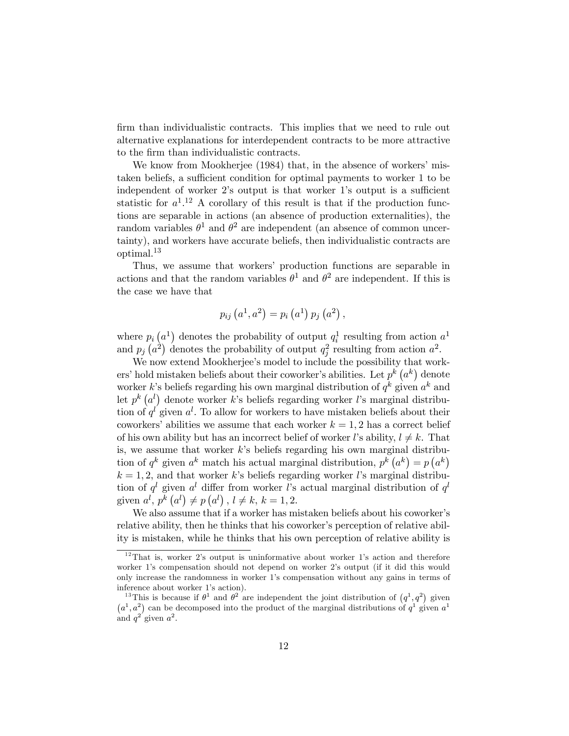firm than individualistic contracts. This implies that we need to rule out alternative explanations for interdependent contracts to be more attractive to the firm than individualistic contracts.

We know from Mookherjee (1984) that, in the absence of workers' mistaken beliefs, a sufficient condition for optimal payments to worker 1 to be independent of worker 2's output is that worker 1's output is a sufficient statistic for $a^1$.[12] A corollary of this result is that if the production functions are separable in actions (an absence of production externalities), the random variables $\theta^1$ and $\theta^2$ are independent (an absence of common uncertainty), and workers have accurate beliefs, then individualistic contracts are optimal.[13]

Thus, we assume that workers' production functions are separable in actions and that the random variables $\theta^1$ and $\theta^2$ are independent. If this is the case we have that

$$p_{ij}\left(a^1, a^2\right) = p_i\left(a^1\right) p_j\left(a^2\right),$$

where $p_i\left(a^1\right)$ denotes the probability of output $q_i^1$ resulting from action $a^1$ and $p_j\left(a^2\right)$ denotes the probability of output $q_j^2$ resulting from action $a^2$.

We now extend Mookherjee's model to include the possibility that workers' hold mistaken beliefs about their coworker's abilities. Let $p^k\left(a^k\right)$ denote worker $k$'s beliefs regarding his own marginal distribution of $q^k$ given $a^k$ and let $p^k\left(a^l\right)$ denote worker $k$'s beliefs regarding worker $l$'s marginal distribution of $q^l$ given $a^l$. To allow for workers to have mistaken beliefs about their coworkers' abilities we assume that each worker $k = 1, 2$ has a correct belief of his own ability but has an incorrect belief of worker $l$'s ability, $l \neq k$. That is, we assume that worker $k$'s beliefs regarding his own marginal distribution of $q^k$ given $a^k$ match his actual marginal distribution, $p^k\left(a^k\right) = p\left(a^k\right)$ $k = 1, 2$, and that worker $k$'s beliefs regarding worker $l$'s marginal distribution of $q^l$ given $a^l$ differ from worker $l$'s actual marginal distribution of $q^l$ given $a^l$, $p^k\left(a^l\right) \neq p\left(a^l\right)$, $l \neq k$, $k = 1, 2$.

We also assume that if a worker has mistaken beliefs about his coworker's relative ability, then he thinks that his coworker's perception of relative ability is mistaken, while he thinks that his own perception of relative ability is

[12] That is, worker 2's output is uninformative about worker 1's action and therefore worker 1's compensation should not depend on worker 2's output (if it did this would only increase the randomness in worker 1's compensation without any gains in terms of inference about worker 1's action).

[13] This is because if $\theta^1$ and $\theta^2$ are independent the joint distribution of $\left(q^1, q^2\right)$ given $\left(a^1, a^2\right)$ can be decomposed into the product of the marginal distributions of $q^1$ given $a^1$ and $q^2$ given $a^2$.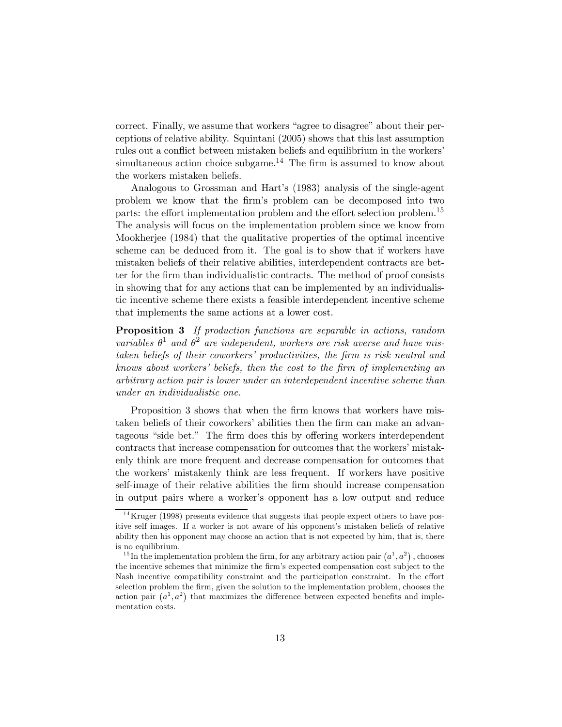correct. Finally, we assume that workers "agree to disagree" about their perceptions of relative ability. Squintani (2005) shows that this last assumption rules out a conflict between mistaken beliefs and equilibrium in the workers' simultaneous action choice subgame.[14] The firm is assumed to know about the workers mistaken beliefs.

Analogous to Grossman and Hart's (1983) analysis of the single-agent problem we know that the firm's problem can be decomposed into two parts: the effort implementation problem and the effort selection problem.[15] The analysis will focus on the implementation problem since we know from Mookherjee (1984) that the qualitative properties of the optimal incentive scheme can be deduced from it. The goal is to show that if workers have mistaken beliefs of their relative abilities, interdependent contracts are better for the firm than individualistic contracts. The method of proof consists in showing that for any actions that can be implemented by an individualistic incentive scheme there exists a feasible interdependent incentive scheme that implements the same actions at a lower cost.

**Proposition 3** *If production functions are separable in actions, random variables $\theta^1$ and $\theta^2$ are independent, workers are risk averse and have mistaken beliefs of their coworkers' productivities, the firm is risk neutral and knows about workers' beliefs, then the cost to the firm of implementing an arbitrary action pair is lower under an interdependent incentive scheme than under an individualistic one.*

Proposition 3 shows that when the firm knows that workers have mistaken beliefs of their coworkers' abilities then the firm can make an advantageous "side bet." The firm does this by offering workers interdependent contracts that increase compensation for outcomes that the workers' mistakenly think are more frequent and decrease compensation for outcomes that the workers' mistakenly think are less frequent. If workers have positive self-image of their relative abilities the firm should increase compensation in output pairs where a worker's opponent has a low output and reduce

[14] Kruger (1998) presents evidence that suggests that people expect others to have positive self images. If a worker is not aware of his opponent's mistaken beliefs of relative ability then his opponent may choose an action that is not expected by him, that is, there is no equilibrium.

[15] In the implementation problem the firm, for any arbitrary action pair $(a^1, a^2)$, chooses the incentive schemes that minimize the firm's expected compensation cost subject to the Nash incentive compatibility constraint and the participation constraint. In the effort selection problem the firm, given the solution to the implementation problem, chooses the action pair $(a^1, a^2)$ that maximizes the difference between expected benefits and implementation costs.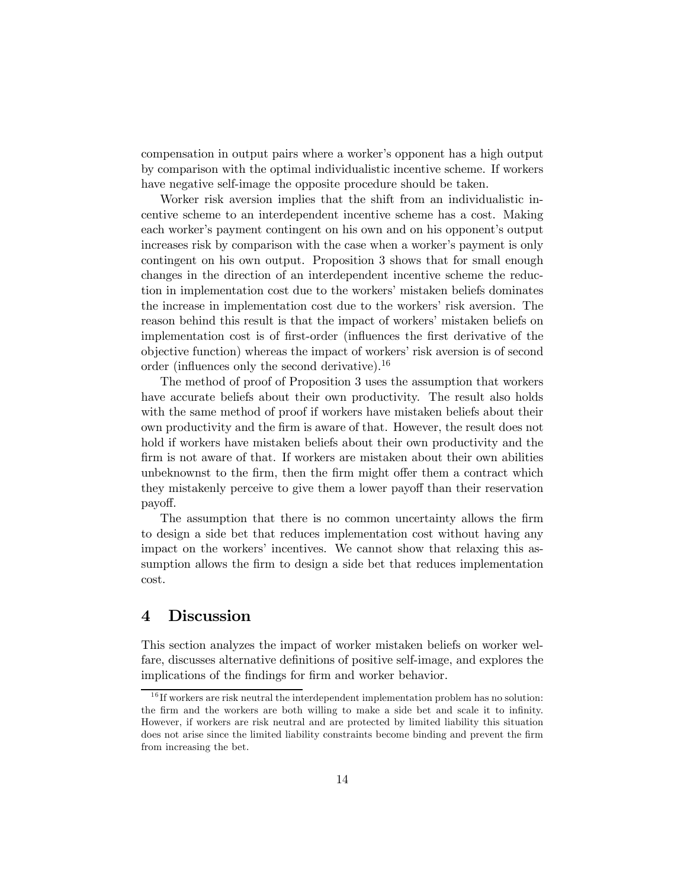compensation in output pairs where a worker's opponent has a high output by comparison with the optimal individualistic incentive scheme. If workers have negative self-image the opposite procedure should be taken.

Worker risk aversion implies that the shift from an individualistic incentive scheme to an interdependent incentive scheme has a cost. Making each worker's payment contingent on his own and on his opponent's output increases risk by comparison with the case when a worker's payment is only contingent on his own output. Proposition 3 shows that for small enough changes in the direction of an interdependent incentive scheme the reduction in implementation cost due to the workers' mistaken beliefs dominates the increase in implementation cost due to the workers' risk aversion. The reason behind this result is that the impact of workers' mistaken beliefs on implementation cost is of first-order (influences the first derivative of the objective function) whereas the impact of workers' risk aversion is of second order (influences only the second derivative).[16]

The method of proof of Proposition 3 uses the assumption that workers have accurate beliefs about their own productivity. The result also holds with the same method of proof if workers have mistaken beliefs about their own productivity and the firm is aware of that. However, the result does not hold if workers have mistaken beliefs about their own productivity and the firm is not aware of that. If workers are mistaken about their own abilities unbeknownst to the firm, then the firm might offer them a contract which they mistakenly perceive to give them a lower payoff than their reservation payoff.

The assumption that there is no common uncertainty allows the firm to design a side bet that reduces implementation cost without having any impact on the workers' incentives. We cannot show that relaxing this assumption allows the firm to design a side bet that reduces implementation cost.

# 4 Discussion

This section analyzes the impact of worker mistaken beliefs on worker welfare, discusses alternative definitions of positive self-image, and explores the implications of the findings for firm and worker behavior.

[16] If workers are risk neutral the interdependent implementation problem has no solution: the firm and the workers are both willing to make a side bet and scale it to infinity. However, if workers are risk neutral and are protected by limited liability this situation does not arise since the limited liability constraints become binding and prevent the firm from increasing the bet.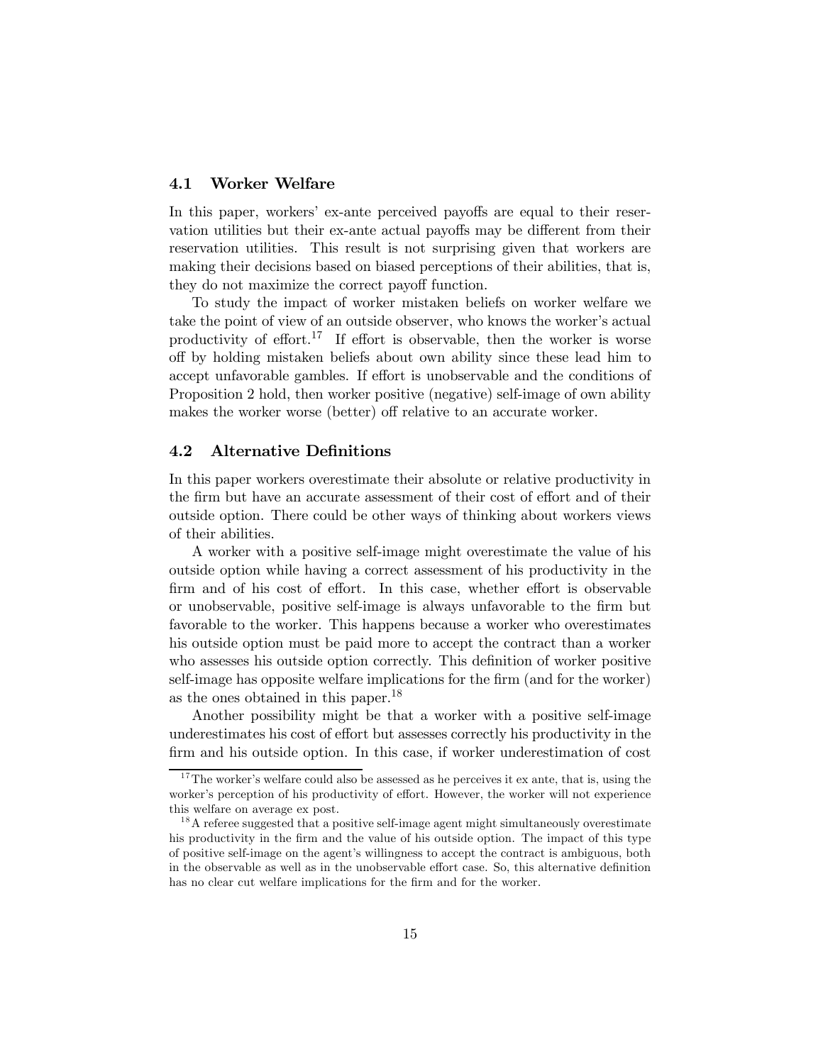### 4.1 Worker Welfare

In this paper, workers' ex-ante perceived payoffs are equal to their reservation utilities but their ex-ante actual payoffs may be different from their reservation utilities. This result is not surprising given that workers are making their decisions based on biased perceptions of their abilities, that is, they do not maximize the correct payoff function.

To study the impact of worker mistaken beliefs on worker welfare we take the point of view of an outside observer, who knows the worker's actual productivity of effort.[17] If effort is observable, then the worker is worse off by holding mistaken beliefs about own ability since these lead him to accept unfavorable gambles. If effort is unobservable and the conditions of Proposition 2 hold, then worker positive (negative) self-image of own ability makes the worker worse (better) off relative to an accurate worker.

### 4.2 Alternative Definitions

In this paper workers overestimate their absolute or relative productivity in the firm but have an accurate assessment of their cost of effort and of their outside option. There could be other ways of thinking about workers views of their abilities.

A worker with a positive self-image might overestimate the value of his outside option while having a correct assessment of his productivity in the firm and of his cost of effort. In this case, whether effort is observable or unobservable, positive self-image is always unfavorable to the firm but favorable to the worker. This happens because a worker who overestimates his outside option must be paid more to accept the contract than a worker who assesses his outside option correctly. This definition of worker positive self-image has opposite welfare implications for the firm (and for the worker) as the ones obtained in this paper.[18]

Another possibility might be that a worker with a positive self-image underestimates his cost of effort but assesses correctly his productivity in the firm and his outside option. In this case, if worker underestimation of cost

[17] The worker's welfare could also be assessed as he perceives it ex ante, that is, using the worker's perception of his productivity of effort. However, the worker will not experience this welfare on average ex post.

[18] A referee suggested that a positive self-image agent might simultaneously overestimate his productivity in the firm and the value of his outside option. The impact of this type of positive self-image on the agent's willingness to accept the contract is ambiguous, both in the observable as well as in the unobservable effort case. So, this alternative definition has no clear cut welfare implications for the firm and for the worker.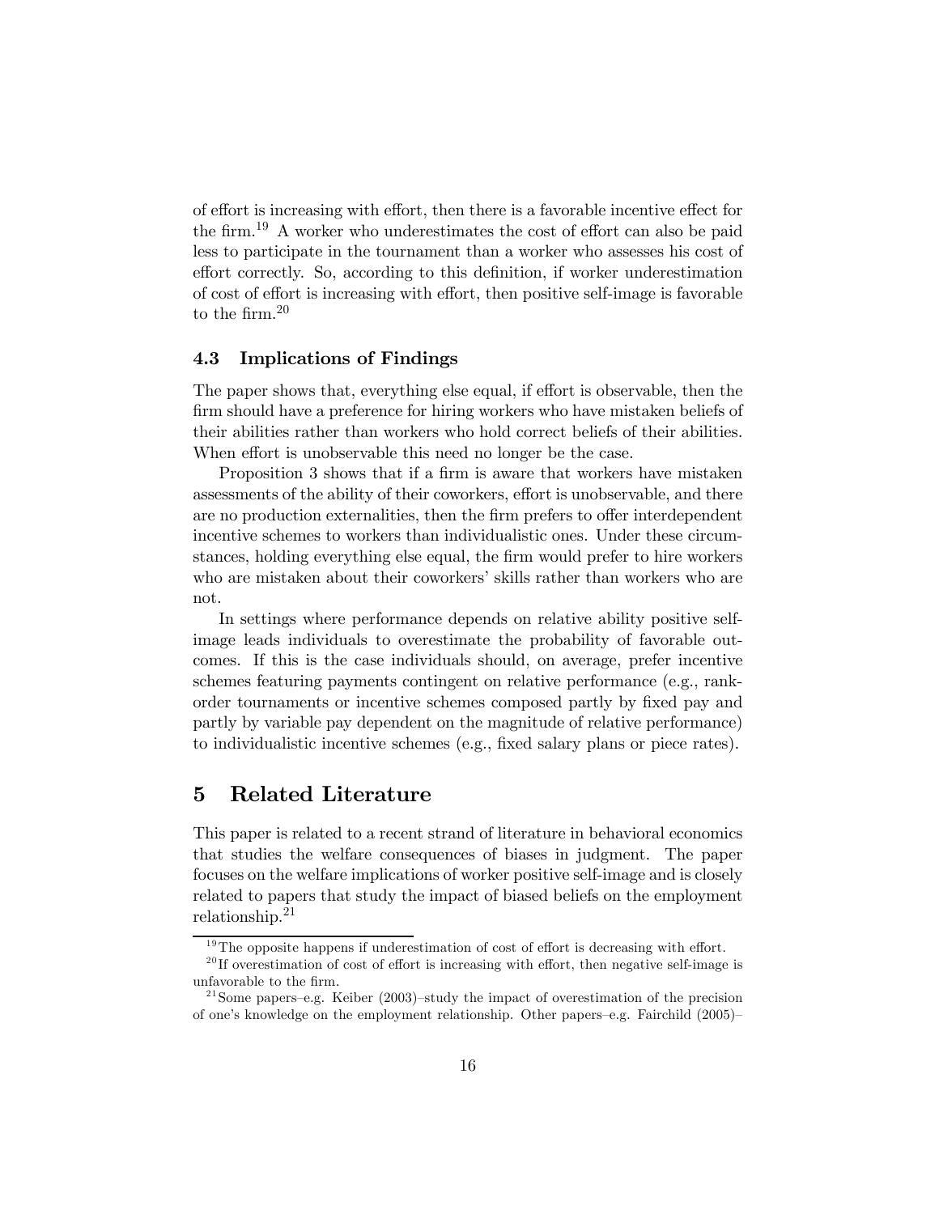of effort is increasing with effort, then there is a favorable incentive effect for the firm.[19] A worker who underestimates the cost of effort can also be paid less to participate in the tournament than a worker who assesses his cost of effort correctly. So, according to this definition, if worker underestimation of cost of effort is increasing with effort, then positive self-image is favorable to the firm.[20]

### 4.3 Implications of Findings

The paper shows that, everything else equal, if effort is observable, then the firm should have a preference for hiring workers who have mistaken beliefs of their abilities rather than workers who hold correct beliefs of their abilities. When effort is unobservable this need no longer be the case.

Proposition 3 shows that if a firm is aware that workers have mistaken assessments of the ability of their coworkers, effort is unobservable, and there are no production externalities, then the firm prefers to offer interdependent incentive schemes to workers than individualistic ones. Under these circumstances, holding everything else equal, the firm would prefer to hire workers who are mistaken about their coworkers' skills rather than workers who are not.

In settings where performance depends on relative ability positive self-image leads individuals to overestimate the probability of favorable outcomes. If this is the case individuals should, on average, prefer incentive schemes featuring payments contingent on relative performance (e.g., rank-order tournaments or incentive schemes composed partly by fixed pay and partly by variable pay dependent on the magnitude of relative performance) to individualistic incentive schemes (e.g., fixed salary plans or piece rates).

## 5 Related Literature

This paper is related to a recent strand of literature in behavioral economics that studies the welfare consequences of biases in judgment. The paper focuses on the welfare implications of worker positive self-image and is closely related to papers that study the impact of biased beliefs on the employment relationship.[21]

[19] The opposite happens if underestimation of cost of effort is decreasing with effort.

[20] If overestimation of cost of effort is increasing with effort, then negative self-image is unfavorable to the firm.

[21] Some papers–e.g. Keiber (2003)–study the impact of overestimation of the precision of one's knowledge on the employment relationship. Other papers–e.g. Fairchild (2005)–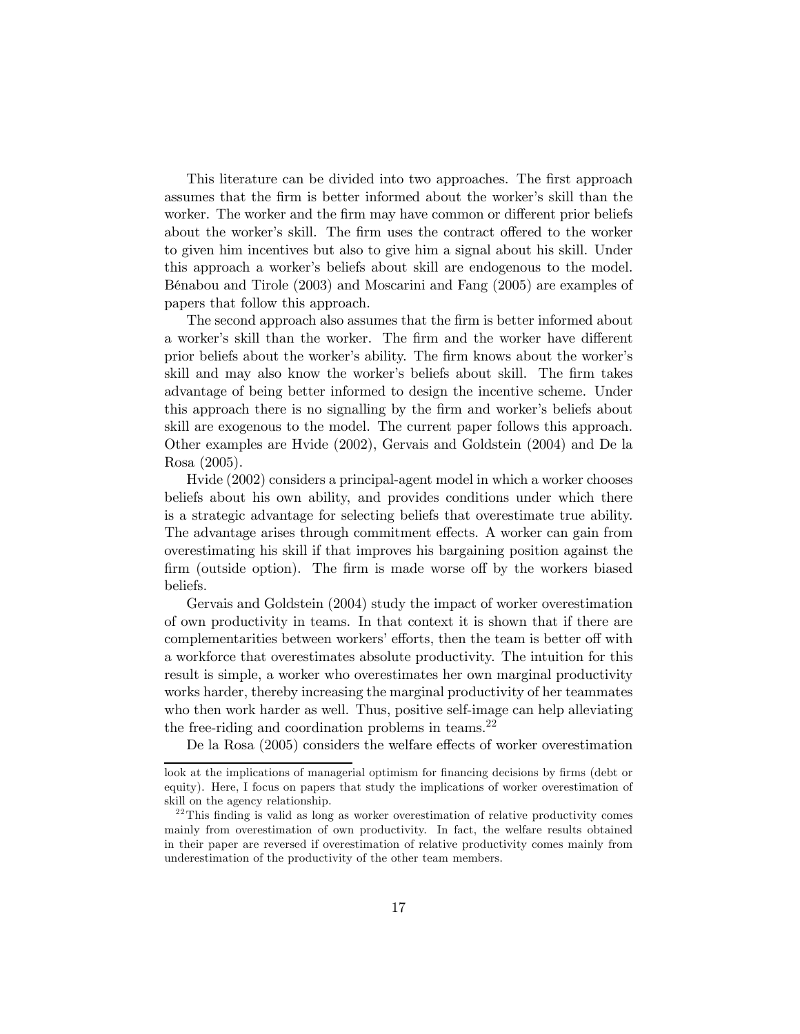This literature can be divided into two approaches. The first approach assumes that the firm is better informed about the worker's skill than the worker. The worker and the firm may have common or different prior beliefs about the worker's skill. The firm uses the contract offered to the worker to given him incentives but also to give him a signal about his skill. Under this approach a worker's beliefs about skill are endogenous to the model. Bénabou and Tirole (2003) and Moscarini and Fang (2005) are examples of papers that follow this approach.

The second approach also assumes that the firm is better informed about a worker's skill than the worker. The firm and the worker have different prior beliefs about the worker's ability. The firm knows about the worker's skill and may also know the worker's beliefs about skill. The firm takes advantage of being better informed to design the incentive scheme. Under this approach there is no signalling by the firm and worker's beliefs about skill are exogenous to the model. The current paper follows this approach. Other examples are Hvide (2002), Gervais and Goldstein (2004) and De la Rosa (2005).

Hvide (2002) considers a principal-agent model in which a worker chooses beliefs about his own ability, and provides conditions under which there is a strategic advantage for selecting beliefs that overestimate true ability. The advantage arises through commitment effects. A worker can gain from overestimating his skill if that improves his bargaining position against the firm (outside option). The firm is made worse off by the workers biased beliefs.

Gervais and Goldstein (2004) study the impact of worker overestimation of own productivity in teams. In that context it is shown that if there are complementarities between workers' efforts, then the team is better off with a workforce that overestimates absolute productivity. The intuition for this result is simple, a worker who overestimates her own marginal productivity works harder, thereby increasing the marginal productivity of her teammates who then work harder as well. Thus, positive self-image can help alleviating the free-riding and coordination problems in teams.[22]

De la Rosa (2005) considers the welfare effects of worker overestimation

look at the implications of managerial optimism for financing decisions by firms (debt or equity). Here, I focus on papers that study the implications of worker overestimation of skill on the agency relationship.

[22] This finding is valid as long as worker overestimation of relative productivity comes mainly from overestimation of own productivity. In fact, the welfare results obtained in their paper are reversed if overestimation of relative productivity comes mainly from underestimation of the productivity of the other team members.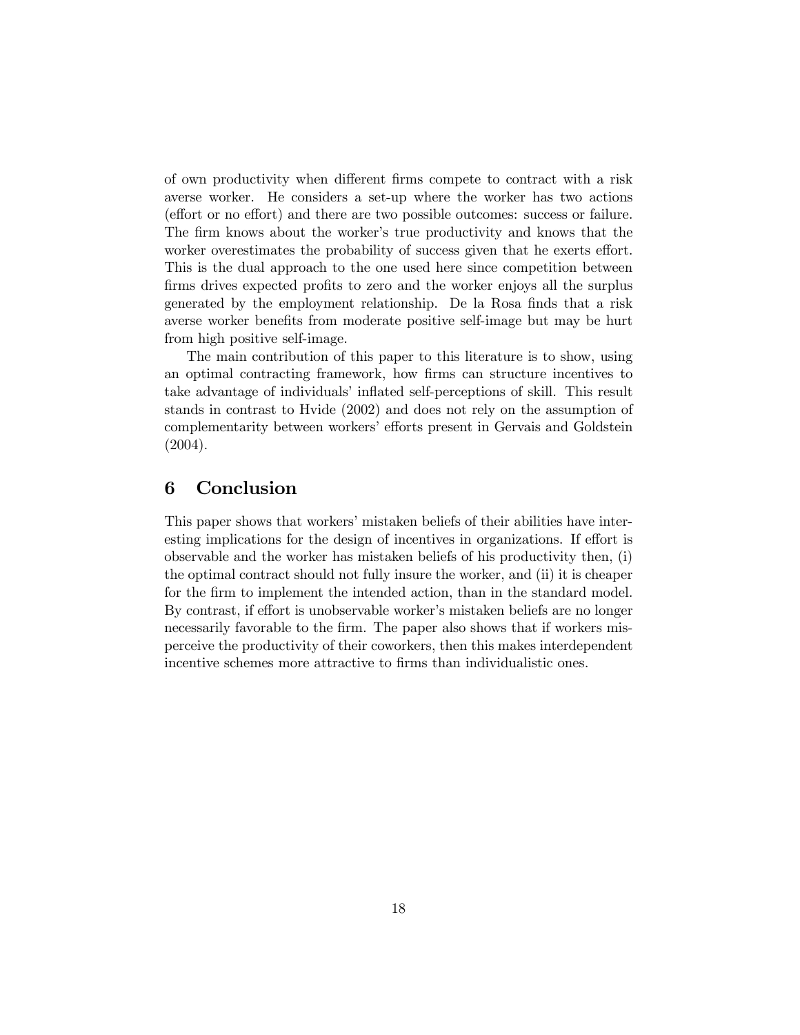of own productivity when different firms compete to contract with a risk averse worker. He considers a set-up where the worker has two actions (effort or no effort) and there are two possible outcomes: success or failure. The firm knows about the worker's true productivity and knows that the worker overestimates the probability of success given that he exerts effort. This is the dual approach to the one used here since competition between firms drives expected profits to zero and the worker enjoys all the surplus generated by the employment relationship. De la Rosa finds that a risk averse worker benefits from moderate positive self-image but may be hurt from high positive self-image.

The main contribution of this paper to this literature is to show, using an optimal contracting framework, how firms can structure incentives to take advantage of individuals' inflated self-perceptions of skill. This result stands in contrast to Hvide (2002) and does not rely on the assumption of complementarity between workers' efforts present in Gervais and Goldstein (2004).

## 6 Conclusion

This paper shows that workers' mistaken beliefs of their abilities have interesting implications for the design of incentives in organizations. If effort is observable and the worker has mistaken beliefs of his productivity then, (i) the optimal contract should not fully insure the worker, and (ii) it is cheaper for the firm to implement the intended action, than in the standard model. By contrast, if effort is unobservable worker's mistaken beliefs are no longer necessarily favorable to the firm. The paper also shows that if workers misperceive the productivity of their coworkers, then this makes interdependent incentive schemes more attractive to firms than individualistic ones.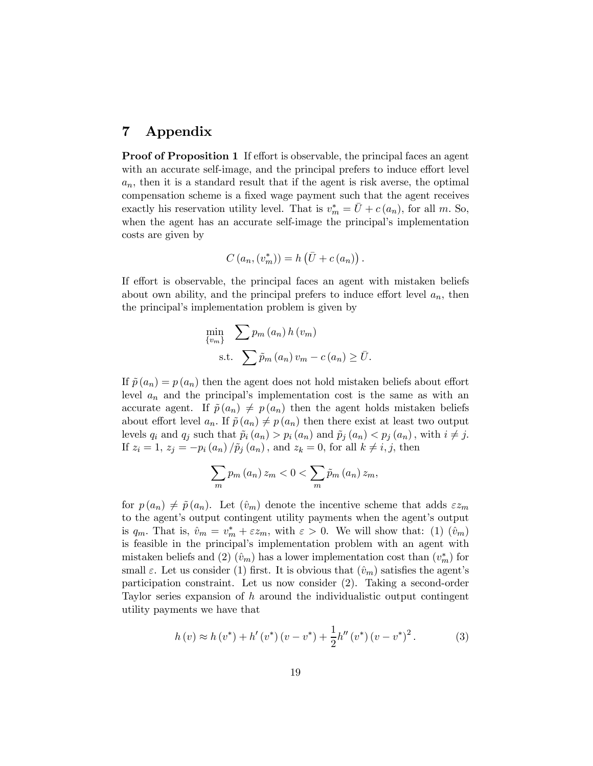# 7 Appendix

**Proof of Proposition 1** If effort is observable, the principal faces an agent with an accurate self-image, and the principal prefers to induce effort level $a_n$, then it is a standard result that if the agent is risk averse, the optimal compensation scheme is a fixed wage payment such that the agent receives exactly his reservation utility level. That is $v_m^* = \bar{U} + c(a_n)$, for all $m$. So, when the agent has an accurate self-image the principal's implementation costs are given by

$$C(a_n, (v_m^*)) = h\left(\bar{U} + c(a_n)\right).$$

If effort is observable, the principal faces an agent with mistaken beliefs about own ability, and the principal prefers to induce effort level $a_n$, then the principal's implementation problem is given by

$$\begin{aligned} \min_{\{v_m\}} \quad & \sum p_m(a_n)\, h(v_m) \\ \text{s.t.} \quad & \sum \tilde{p}_m(a_n)\, v_m - c(a_n) \geq \bar{U}. \end{aligned}$$

If $\tilde{p}(a_n) = p(a_n)$ then the agent does not hold mistaken beliefs about effort level $a_n$ and the principal's implementation cost is the same as with an accurate agent. If $\tilde{p}(a_n) \neq p(a_n)$ then the agent holds mistaken beliefs about effort level $a_n$. If $\tilde{p}(a_n) \neq p(a_n)$ then there exist at least two output levels $q_i$ and $q_j$ such that $\tilde{p}_i(a_n) > p_i(a_n)$ and $\tilde{p}_j(a_n) < p_j(a_n)$, with $i \neq j$. If $z_i = 1$, $z_j = -p_i(a_n)/\tilde{p}_j(a_n)$, and $z_k = 0$, for all $k \neq i, j$, then

$$\sum_m p_m(a_n)\, z_m < 0 < \sum_m \tilde{p}_m(a_n)\, z_m,$$

for $p(a_n) \neq \tilde{p}(a_n)$. Let $(\hat{v}_m)$ denote the incentive scheme that adds $\varepsilon z_m$ to the agent's output contingent utility payments when the agent's output is $q_m$. That is, $\hat{v}_m = v_m^* + \varepsilon z_m$, with $\varepsilon > 0$. We will show that: (1) $(\hat{v}_m)$ is feasible in the principal's implementation problem with an agent with mistaken beliefs and (2) $(\hat{v}_m)$ has a lower implementation cost than $(v_m^*)$ for small $\varepsilon$. Let us consider (1) first. It is obvious that $(\hat{v}_m)$ satisfies the agent's participation constraint. Let us now consider (2). Taking a second-order Taylor series expansion of $h$ around the individualistic output contingent utility payments we have that

$$h(v) \approx h(v^*) + h'(v^*)(v - v^*) + \frac{1}{2} h''(v^*)(v - v^*)^2. \tag{3}$$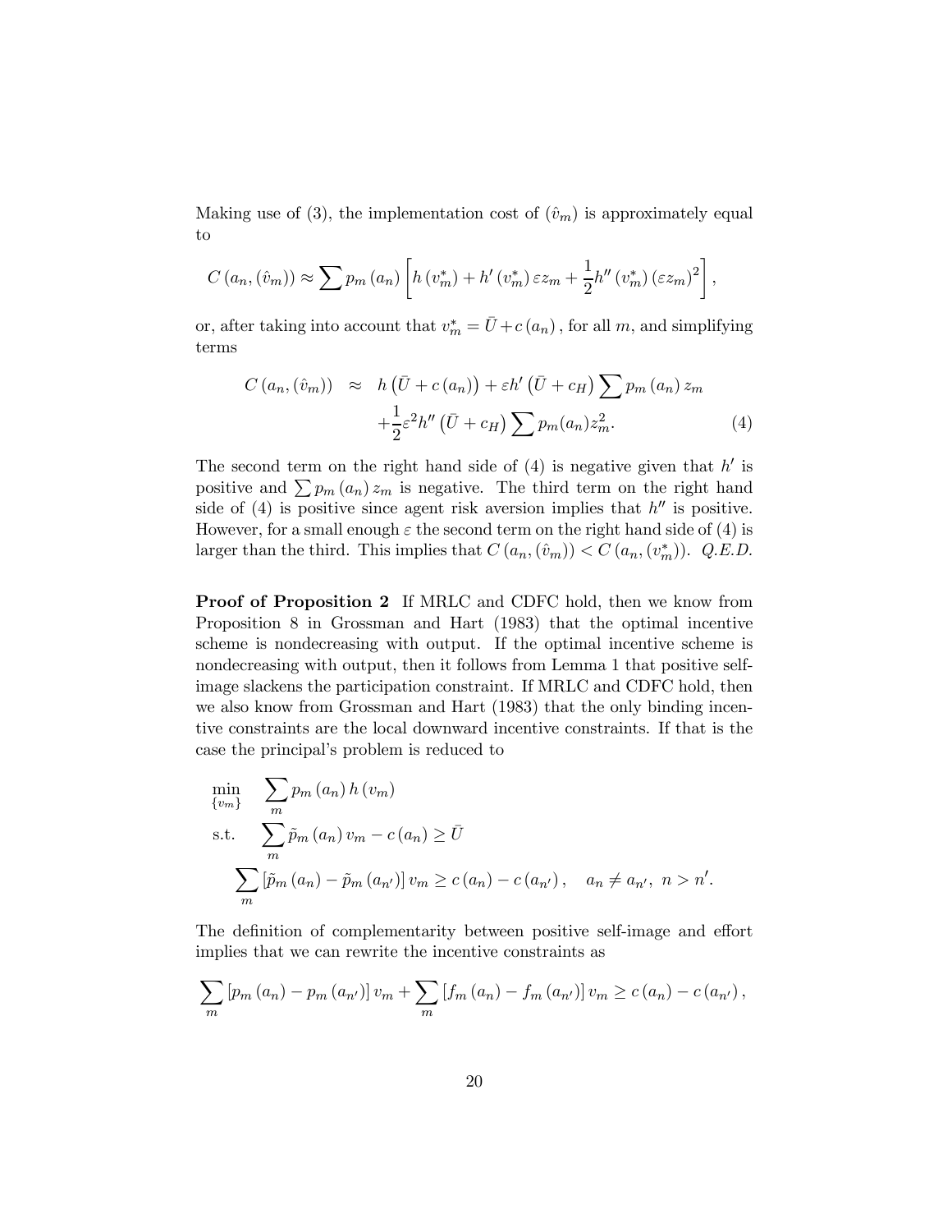Making use of (3), the implementation cost of $(\hat{v}_m)$ is approximately equal to

$$C(a_n, (\hat{v}_m)) \approx \sum p_m(a_n)\left[h(v_m^*) + h'(v_m^*)\varepsilon z_m + \frac{1}{2}h''(v_m^*)(\varepsilon z_m)^2\right],$$

or, after taking into account that $v_m^* = \bar{U} + c(a_n)$, for all $m$, and simplifying terms

$$\begin{aligned} C(a_n, (\hat{v}_m)) \approx \; & h(\bar{U} + c(a_n)) + \varepsilon h'(\bar{U} + c_H)\sum p_m(a_n) z_m \\ & + \frac{1}{2}\varepsilon^2 h''(\bar{U} + c_H)\sum p_m(a_n) z_m^2. \end{aligned} \tag{4}$$

The second term on the right hand side of (4) is negative given that $h'$ is positive and $\sum p_m(a_n) z_m$ is negative. The third term on the right hand side of (4) is positive since agent risk aversion implies that $h''$ is positive. However, for a small enough $\varepsilon$ the second term on the right hand side of (4) is larger than the third. This implies that $C(a_n, (\hat{v}_m)) < C(a_n, (v_m^*))$. *Q.E.D.*

**Proof of Proposition 2** If MRLC and CDFC hold, then we know from Proposition 8 in Grossman and Hart (1983) that the optimal incentive scheme is nondecreasing with output. If the optimal incentive scheme is nondecreasing with output, then it follows from Lemma 1 that positive self-image slackens the participation constraint. If MRLC and CDFC hold, then we also know from Grossman and Hart (1983) that the only binding incentive constraints are the local downward incentive constraints. If that is the case the principal's problem is reduced to

$$\begin{aligned} \min_{\{v_m\}} \quad & \sum_m p_m(a_n) h(v_m) \\ \text{s.t.} \quad & \sum_m \tilde{p}_m(a_n) v_m - c(a_n) \geq \bar{U} \\ & \sum_m [\tilde{p}_m(a_n) - \tilde{p}_m(a_{n'})] v_m \geq c(a_n) - c(a_{n'}), \quad a_n \neq a_{n'},\; n > n'. \end{aligned}$$

The definition of complementarity between positive self-image and effort implies that we can rewrite the incentive constraints as

$$\sum_m [p_m(a_n) - p_m(a_{n'})] v_m + \sum_m [f_m(a_n) - f_m(a_{n'})] v_m \geq c(a_n) - c(a_{n'}),$$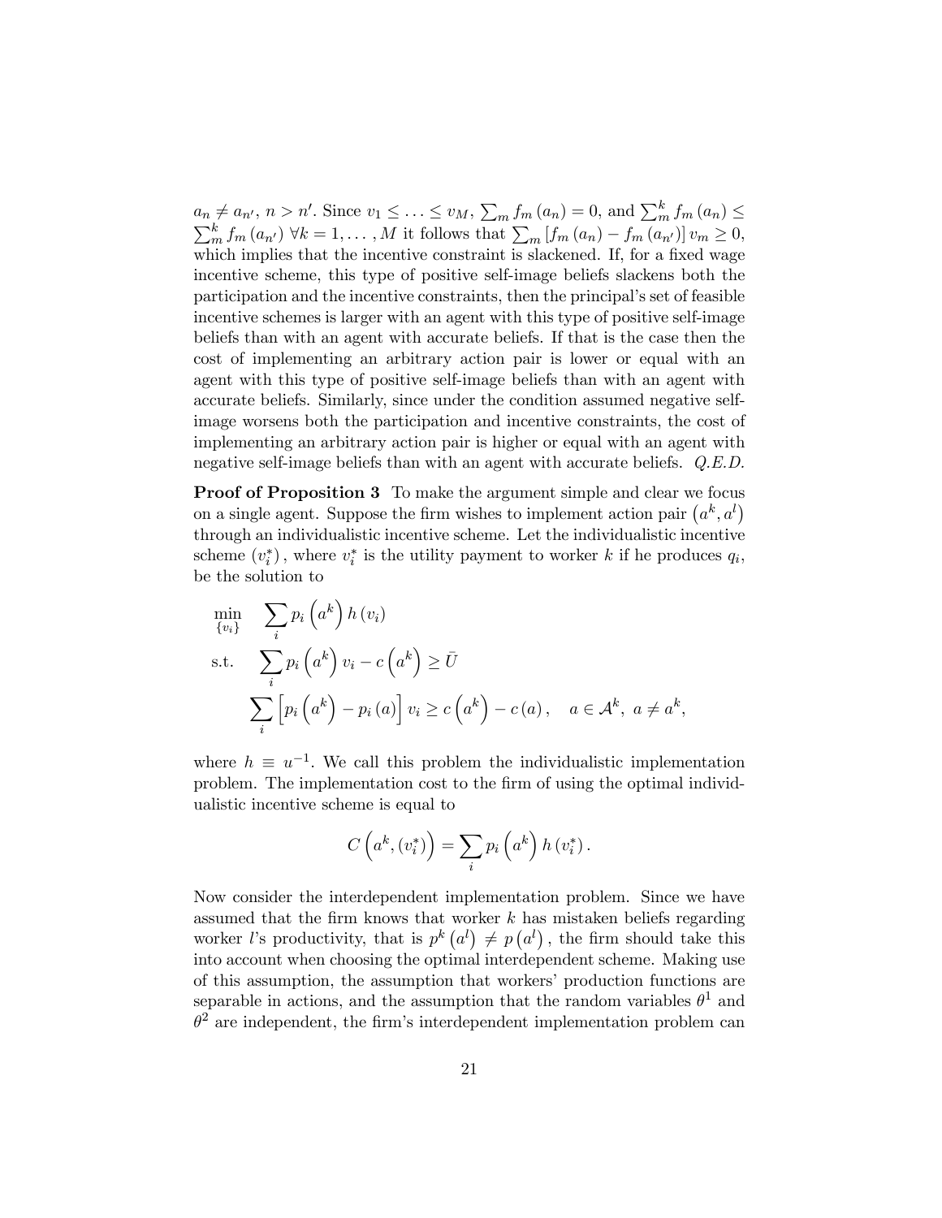$a_n \neq a_{n'}$, $n > n'$. Since $v_1 \leq \ldots \leq v_M$, $\sum_m f_m(a_n) = 0$, and $\sum_m^k f_m(a_n) \leq \sum_m^k f_m(a_{n'})$ $\forall k = 1, \ldots, M$ it follows that $\sum_m [f_m(a_n) - f_m(a_{n'})] v_m \geq 0$, which implies that the incentive constraint is slackened. If, for a fixed wage incentive scheme, this type of positive self-image beliefs slackens both the participation and the incentive constraints, then the principal's set of feasible incentive schemes is larger with an agent with this type of positive self-image beliefs than with an agent with accurate beliefs. If that is the case then the cost of implementing an arbitrary action pair is lower or equal with an agent with this type of positive self-image beliefs than with an agent with accurate beliefs. Similarly, since under the condition assumed negative self-image worsens both the participation and incentive constraints, the cost of implementing an arbitrary action pair is higher or equal with an agent with negative self-image beliefs than with an agent with accurate beliefs. *Q.E.D.*

**Proof of Proposition 3** To make the argument simple and clear we focus on a single agent. Suppose the firm wishes to implement action pair $(a^k, a^l)$ through an individualistic incentive scheme. Let the individualistic incentive scheme $(v_i^*)$, where $v_i^*$ is the utility payment to worker $k$ if he produces $q_i$, be the solution to

$$
\begin{aligned}
\min_{\{v_i\}} \quad & \sum_i p_i\left(a^k\right) h\left(v_i\right) \\
\text{s.t.} \quad & \sum_i p_i\left(a^k\right) v_i - c\left(a^k\right) \geq \bar{U} \\
& \sum_i \left[p_i\left(a^k\right) - p_i\left(a\right)\right] v_i \geq c\left(a^k\right) - c\left(a\right), \quad a \in \mathcal{A}^k,\ a \neq a^k,
\end{aligned}
$$

where $h \equiv u^{-1}$. We call this problem the individualistic implementation problem. The implementation cost to the firm of using the optimal individualistic incentive scheme is equal to

$$
C\left(a^k, (v_i^*)\right) = \sum_i p_i\left(a^k\right) h\left(v_i^*\right).
$$

Now consider the interdependent implementation problem. Since we have assumed that the firm knows that worker $k$ has mistaken beliefs regarding worker $l$'s productivity, that is $p^k\left(a^l\right) \neq p\left(a^l\right)$, the firm should take this into account when choosing the optimal interdependent scheme. Making use of this assumption, the assumption that workers' production functions are separable in actions, and the assumption that the random variables $\theta^1$ and $\theta^2$ are independent, the firm's interdependent implementation problem can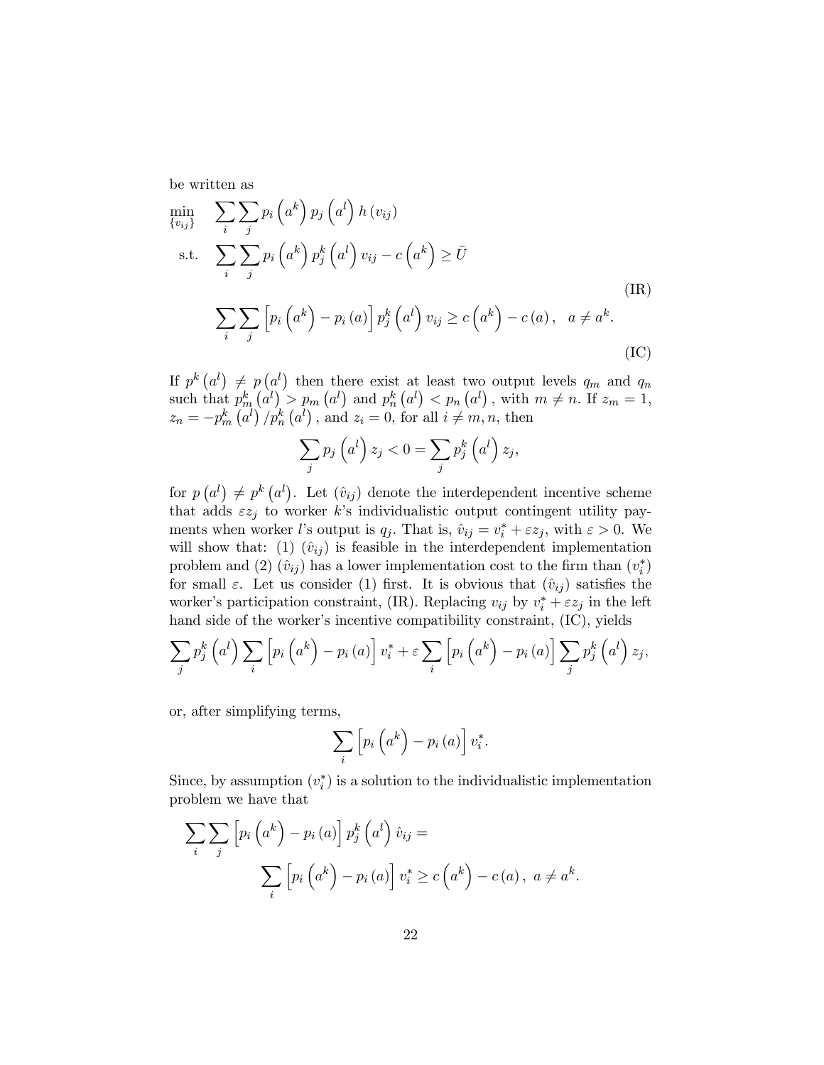be written as

$$
\begin{aligned}
\min_{\{v_{ij}\}} \quad & \sum_i \sum_j p_i\left(a^k\right) p_j\left(a^l\right) h\left(v_{ij}\right) \\
\text{s.t.} \quad & \sum_i \sum_j p_i\left(a^k\right) p_j^k\left(a^l\right) v_{ij} - c\left(a^k\right) \geq \bar{U} \\
& \sum_i \sum_j \left[p_i\left(a^k\right) - p_i\left(a\right)\right] p_j^k\left(a^l\right) v_{ij} \geq c\left(a^k\right) - c\left(a\right), \quad a \neq a^k.
\end{aligned}
\tag{IR}
$$

(IC)

If $p^k\left(a^l\right) \neq p\left(a^l\right)$ then there exist at least two output levels $q_m$ and $q_n$ such that $p_m^k\left(a^l\right) > p_m\left(a^l\right)$ and $p_n^k\left(a^l\right) < p_n\left(a^l\right)$, with $m \neq n$. If $z_m = 1$, $z_n = -p_m^k\left(a^l\right)/p_n^k\left(a^l\right)$, and $z_i = 0$, for all $i \neq m, n$, then

$$
\sum_j p_j\left(a^l\right) z_j < 0 = \sum_j p_j^k\left(a^l\right) z_j,
$$

for $p\left(a^l\right) \neq p^k\left(a^l\right)$. Let $(\hat{v}_{ij})$ denote the interdependent incentive scheme that adds $\varepsilon z_j$ to worker $k$'s individualistic output contingent utility payments when worker $l$'s output is $q_j$. That is, $\hat{v}_{ij} = v_i^* + \varepsilon z_j$, with $\varepsilon > 0$. We will show that: (1) $(\hat{v}_{ij})$ is feasible in the interdependent implementation problem and (2) $(\hat{v}_{ij})$ has a lower implementation cost to the firm than $(v_i^*)$ for small $\varepsilon$. Let us consider (1) first. It is obvious that $(\hat{v}_{ij})$ satisfies the worker's participation constraint, (IR). Replacing $v_{ij}$ by $v_i^* + \varepsilon z_j$ in the left hand side of the worker's incentive compatibility constraint, (IC), yields

$$
\sum_j p_j^k\left(a^l\right) \sum_i \left[p_i\left(a^k\right) - p_i\left(a\right)\right] v_i^* + \varepsilon \sum_i \left[p_i\left(a^k\right) - p_i\left(a\right)\right] \sum_j p_j^k\left(a^l\right) z_j,
$$

or, after simplifying terms,

$$
\sum_i \left[p_i\left(a^k\right) - p_i\left(a\right)\right] v_i^*.
$$

Since, by assumption $(v_i^*)$ is a solution to the individualistic implementation problem we have that

$$
\sum_i \sum_j \left[p_i\left(a^k\right) - p_i\left(a\right)\right] p_j^k\left(a^l\right) \hat{v}_{ij} = \sum_i \left[p_i\left(a^k\right) - p_i\left(a\right)\right] v_i^* \geq c\left(a^k\right) - c\left(a\right), \; a \neq a^k.
$$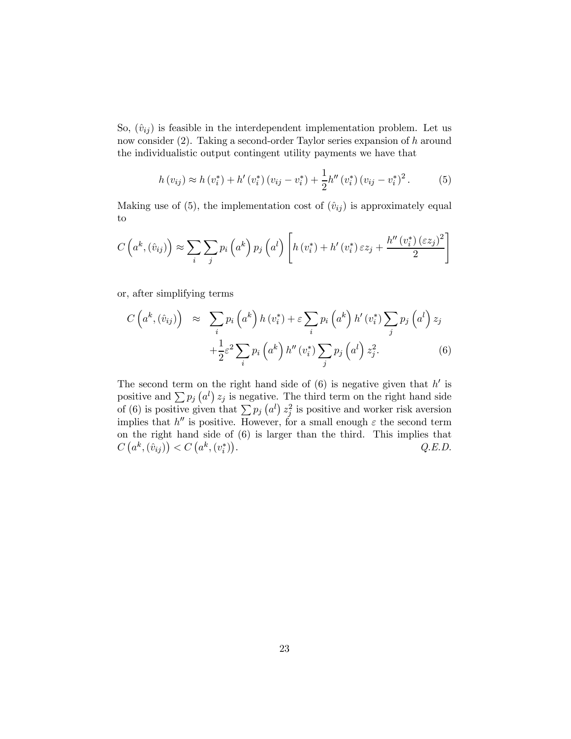So, $(\hat{v}_{ij})$ is feasible in the interdependent implementation problem. Let us now consider (2). Taking a second-order Taylor series expansion of $h$ around the individualistic output contingent utility payments we have that

$$h(v_{ij}) \approx h(v_i^*) + h'(v_i^*)(v_{ij} - v_i^*) + \frac{1}{2}h''(v_i^*)(v_{ij} - v_i^*)^2. \tag{5}$$

Making use of (5), the implementation cost of $(\hat{v}_{ij})$ is approximately equal to

$$C\left(a^k, (\hat{v}_{ij})\right) \approx \sum_i \sum_j p_i\left(a^k\right) p_j\left(a^l\right) \left[h(v_i^*) + h'(v_i^*)\,\varepsilon z_j + \frac{h''(v_i^*)(\varepsilon z_j)^2}{2}\right]$$

or, after simplifying terms

$$\begin{aligned} C\left(a^k, (\hat{v}_{ij})\right) \approx\ & \sum_i p_i\left(a^k\right) h(v_i^*) + \varepsilon \sum_i p_i\left(a^k\right) h'(v_i^*) \sum_j p_j\left(a^l\right) z_j \\ & + \frac{1}{2}\varepsilon^2 \sum_i p_i\left(a^k\right) h''(v_i^*) \sum_j p_j\left(a^l\right) z_j^2. \end{aligned} \tag{6}$$

The second term on the right hand side of (6) is negative given that $h'$ is positive and $\sum p_j\left(a^l\right) z_j$ is negative. The third term on the right hand side of (6) is positive given that $\sum p_j\left(a^l\right) z_j^2$ is positive and worker risk aversion implies that $h''$ is positive. However, for a small enough $\varepsilon$ the second term on the right hand side of (6) is larger than the third. This implies that $C\left(a^k, (\hat{v}_{ij})\right) < C\left(a^k, (v_i^*)\right)$. *Q.E.D.*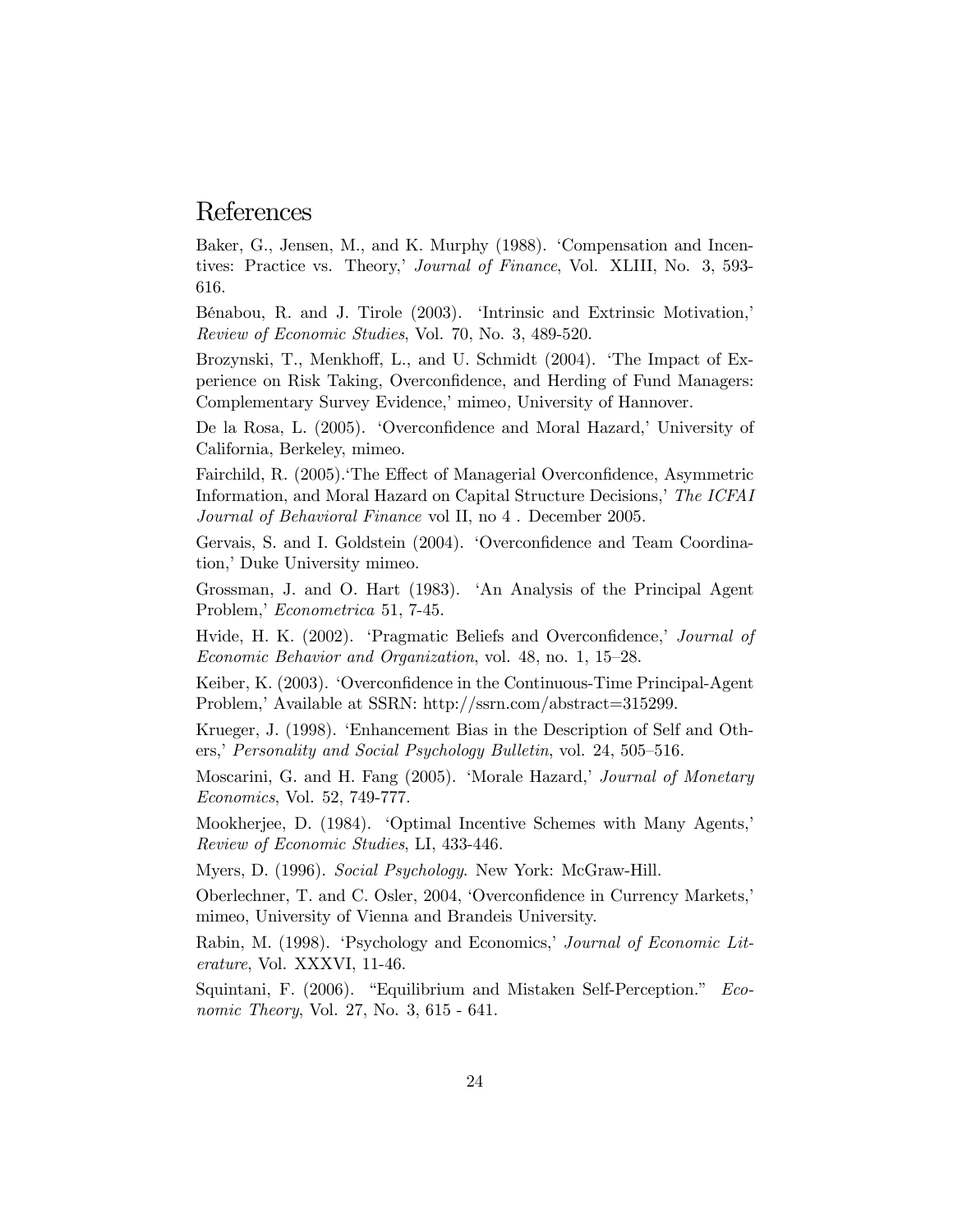# References

Baker, G., Jensen, M., and K. Murphy (1988). 'Compensation and Incentives: Practice vs. Theory,' *Journal of Finance*, Vol. XLIII, No. 3, 593-616.

Bénabou, R. and J. Tirole (2003). 'Intrinsic and Extrinsic Motivation,' *Review of Economic Studies*, Vol. 70, No. 3, 489-520.

Brozynski, T., Menkhoff, L., and U. Schmidt (2004). 'The Impact of Experience on Risk Taking, Overconfidence, and Herding of Fund Managers: Complementary Survey Evidence,' mimeo, University of Hannover.

De la Rosa, L. (2005). 'Overconfidence and Moral Hazard,' University of California, Berkeley, mimeo.

Fairchild, R. (2005).'The Effect of Managerial Overconfidence, Asymmetric Information, and Moral Hazard on Capital Structure Decisions,' *The ICFAI Journal of Behavioral Finance* vol II, no 4 . December 2005.

Gervais, S. and I. Goldstein (2004). 'Overconfidence and Team Coordination,' Duke University mimeo.

Grossman, J. and O. Hart (1983). 'An Analysis of the Principal Agent Problem,' *Econometrica* 51, 7-45.

Hvide, H. K. (2002). 'Pragmatic Beliefs and Overconfidence,' *Journal of Economic Behavior and Organization*, vol. 48, no. 1, 15–28.

Keiber, K. (2003). 'Overconfidence in the Continuous-Time Principal-Agent Problem,' Available at SSRN: http://ssrn.com/abstract=315299.

Krueger, J. (1998). 'Enhancement Bias in the Description of Self and Others,' *Personality and Social Psychology Bulletin*, vol. 24, 505–516.

Moscarini, G. and H. Fang (2005). 'Morale Hazard,' *Journal of Monetary Economics*, Vol. 52, 749-777.

Mookherjee, D. (1984). 'Optimal Incentive Schemes with Many Agents,' *Review of Economic Studies*, LI, 433-446.

Myers, D. (1996). *Social Psychology*. New York: McGraw-Hill.

Oberlechner, T. and C. Osler, 2004, 'Overconfidence in Currency Markets,' mimeo, University of Vienna and Brandeis University.

Rabin, M. (1998). 'Psychology and Economics,' *Journal of Economic Literature*, Vol. XXXVI, 11-46.

Squintani, F. (2006). "Equilibrium and Mistaken Self-Perception." *Economic Theory*, Vol. 27, No. 3, 615 - 641.